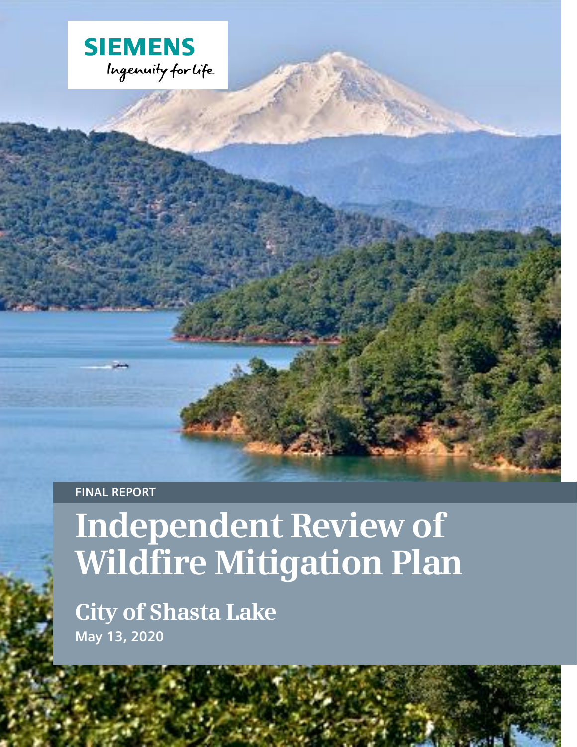SIEMENS

Ingenuity for life

FINAL REPORT

# Independent Review of Wildfire Mitigation Plan

## City of Shasta Lake

May 13, 2020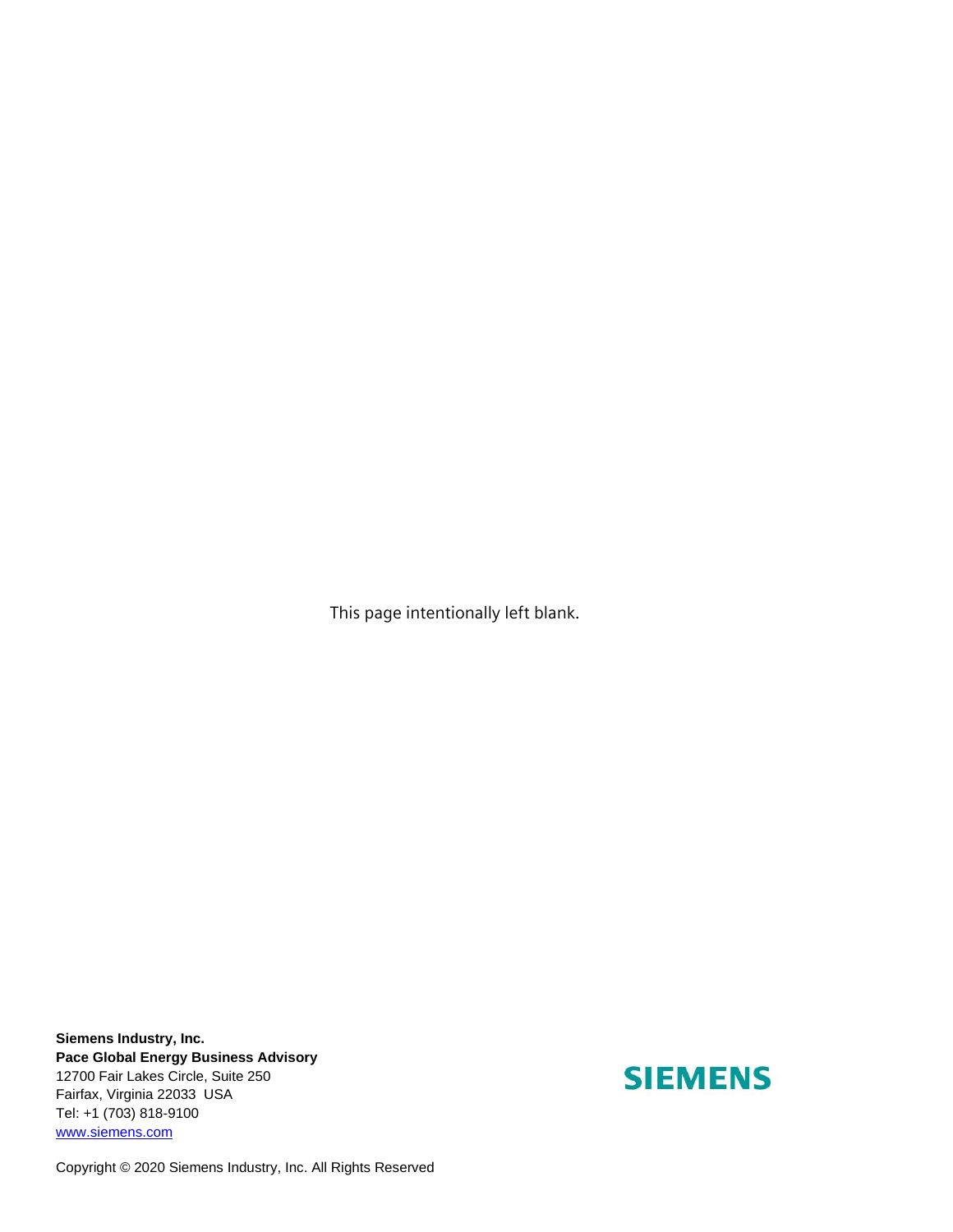This page intentionally left blank.

**Siemens Industry, Inc.**
**Pace Global Energy Business Advisory**
12700 Fair Lakes Circle, Suite 250
Fairfax, Virginia 22033 USA
Tel: +1 (703) 818-9100
www.siemens.com

SIEMENS

Copyright © 2020 Siemens Industry, Inc. All Rights Reserved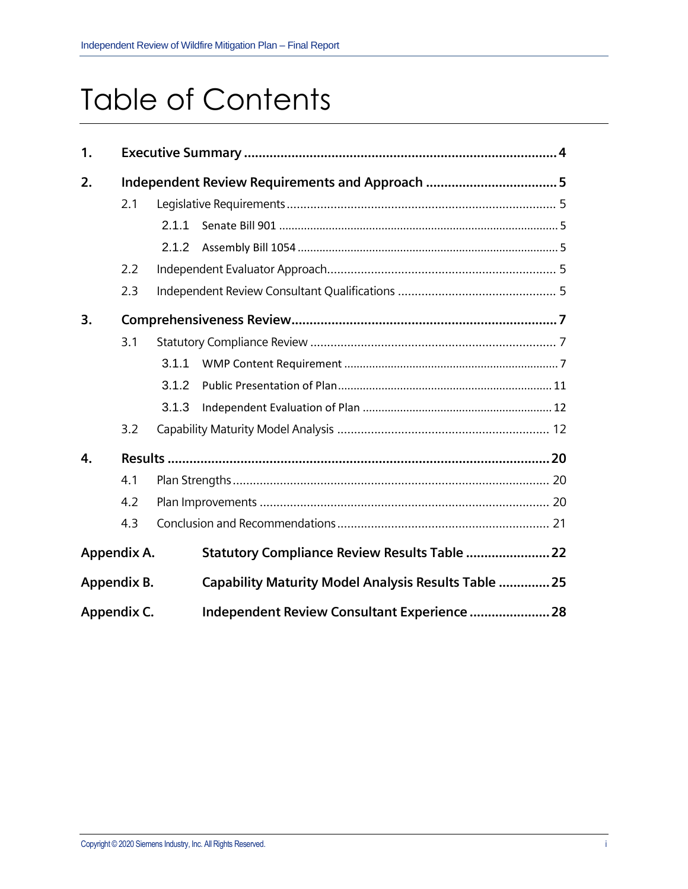# Table of Contents

| | | |
|---|---|---|
| **1.** | **Executive Summary** | **4** |
| **2.** | **Independent Review Requirements and Approach** | **5** |
| 2.1 | Legislative Requirements | 5 |
| 2.1.1 | Senate Bill 901 | 5 |
| 2.1.2 | Assembly Bill 1054 | 5 |
| 2.2 | Independent Evaluator Approach | 5 |
| 2.3 | Independent Review Consultant Qualifications | 5 |
| **3.** | **Comprehensiveness Review** | **7** |
| 3.1 | Statutory Compliance Review | 7 |
| 3.1.1 | WMP Content Requirement | 7 |
| 3.1.2 | Public Presentation of Plan | 11 |
| 3.1.3 | Independent Evaluation of Plan | 12 |
| 3.2 | Capability Maturity Model Analysis | 12 |
| **4.** | **Results** | **20** |
| 4.1 | Plan Strengths | 20 |
| 4.2 | Plan Improvements | 20 |
| 4.3 | Conclusion and Recommendations | 21 |
| **Appendix A.** | **Statutory Compliance Review Results Table** | **22** |
| **Appendix B.** | **Capability Maturity Model Analysis Results Table** | **25** |
| **Appendix C.** | **Independent Review Consultant Experience** | **28** |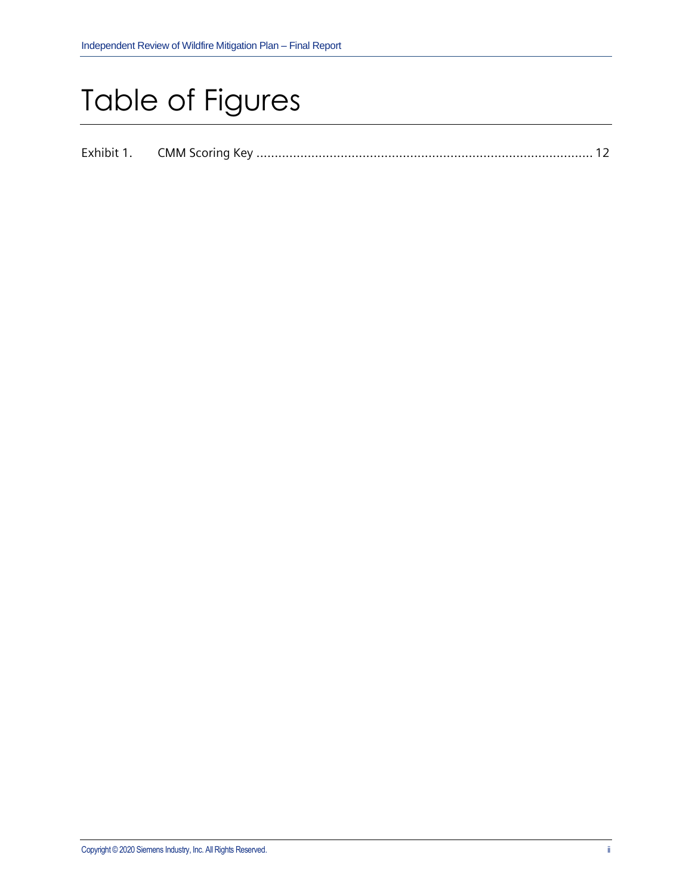# Table of Figures

Exhibit 1. CMM Scoring Key ............................................................................................ 12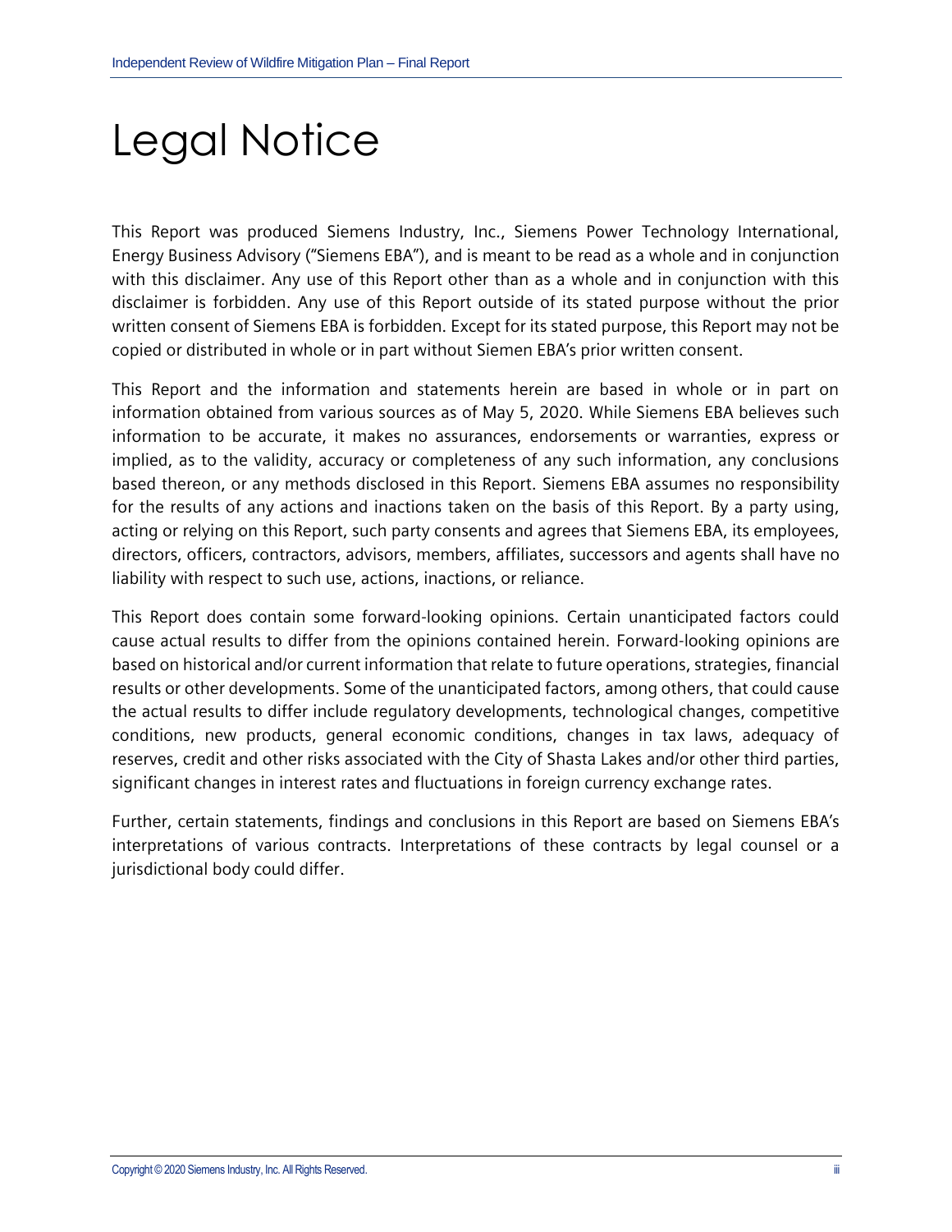# Legal Notice

This Report was produced Siemens Industry, Inc., Siemens Power Technology International, Energy Business Advisory ("Siemens EBA"), and is meant to be read as a whole and in conjunction with this disclaimer. Any use of this Report other than as a whole and in conjunction with this disclaimer is forbidden. Any use of this Report outside of its stated purpose without the prior written consent of Siemens EBA is forbidden. Except for its stated purpose, this Report may not be copied or distributed in whole or in part without Siemen EBA's prior written consent.

This Report and the information and statements herein are based in whole or in part on information obtained from various sources as of May 5, 2020. While Siemens EBA believes such information to be accurate, it makes no assurances, endorsements or warranties, express or implied, as to the validity, accuracy or completeness of any such information, any conclusions based thereon, or any methods disclosed in this Report. Siemens EBA assumes no responsibility for the results of any actions and inactions taken on the basis of this Report. By a party using, acting or relying on this Report, such party consents and agrees that Siemens EBA, its employees, directors, officers, contractors, advisors, members, affiliates, successors and agents shall have no liability with respect to such use, actions, inactions, or reliance.

This Report does contain some forward-looking opinions. Certain unanticipated factors could cause actual results to differ from the opinions contained herein. Forward-looking opinions are based on historical and/or current information that relate to future operations, strategies, financial results or other developments. Some of the unanticipated factors, among others, that could cause the actual results to differ include regulatory developments, technological changes, competitive conditions, new products, general economic conditions, changes in tax laws, adequacy of reserves, credit and other risks associated with the City of Shasta Lakes and/or other third parties, significant changes in interest rates and fluctuations in foreign currency exchange rates.

Further, certain statements, findings and conclusions in this Report are based on Siemens EBA's interpretations of various contracts. Interpretations of these contracts by legal counsel or a jurisdictional body could differ.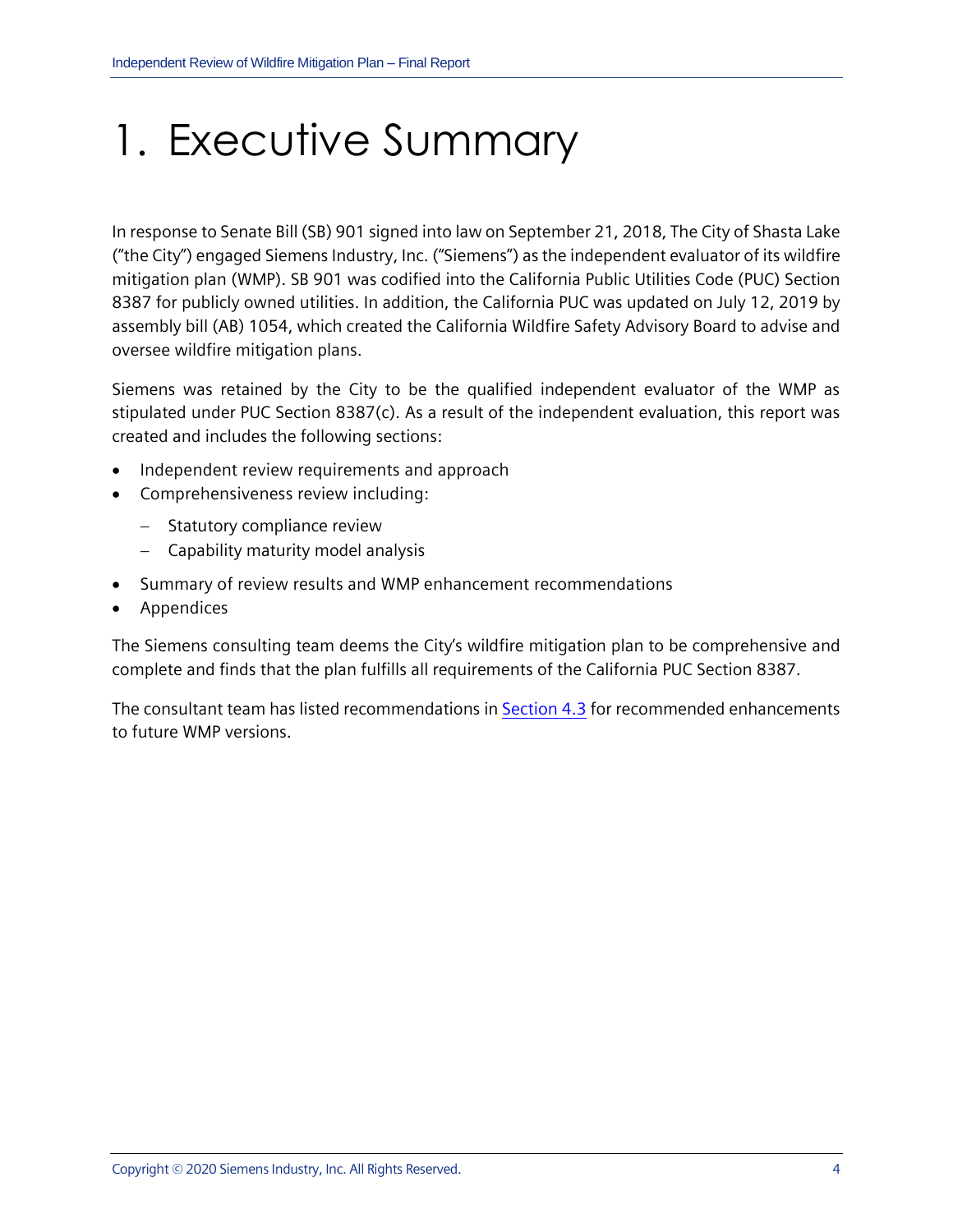# 1. Executive Summary

In response to Senate Bill (SB) 901 signed into law on September 21, 2018, The City of Shasta Lake ("the City") engaged Siemens Industry, Inc. ("Siemens") as the independent evaluator of its wildfire mitigation plan (WMP). SB 901 was codified into the California Public Utilities Code (PUC) Section 8387 for publicly owned utilities. In addition, the California PUC was updated on July 12, 2019 by assembly bill (AB) 1054, which created the California Wildfire Safety Advisory Board to advise and oversee wildfire mitigation plans.

Siemens was retained by the City to be the qualified independent evaluator of the WMP as stipulated under PUC Section 8387(c). As a result of the independent evaluation, this report was created and includes the following sections:

- Independent review requirements and approach
- Comprehensiveness review including:
  - Statutory compliance review
  - Capability maturity model analysis
- Summary of review results and WMP enhancement recommendations
- Appendices

The Siemens consulting team deems the City's wildfire mitigation plan to be comprehensive and complete and finds that the plan fulfills all requirements of the California PUC Section 8387.

The consultant team has listed recommendations in Section 4.3 for recommended enhancements to future WMP versions.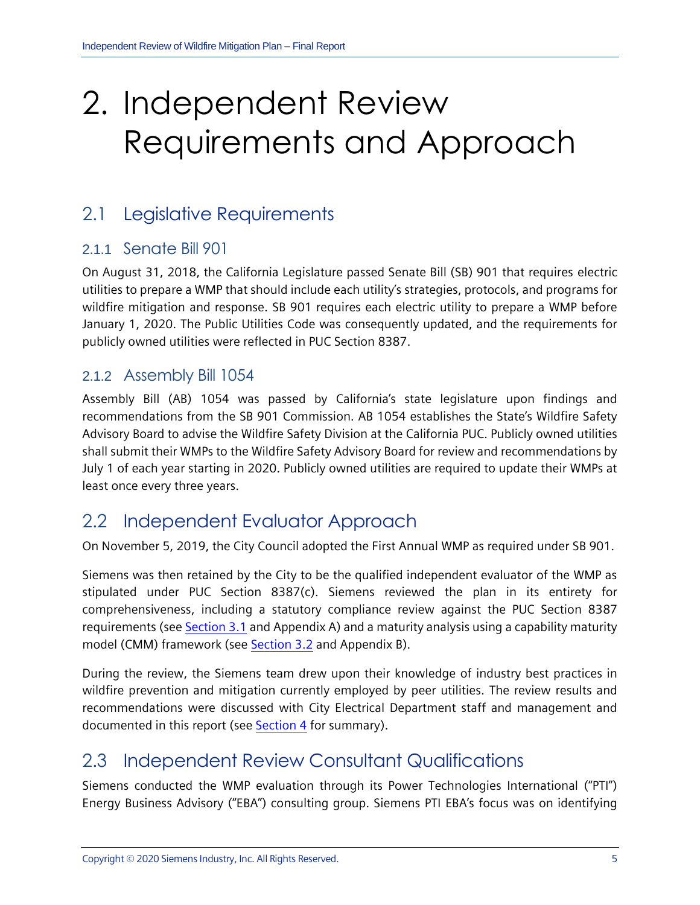# 2. Independent Review Requirements and Approach

## 2.1 Legislative Requirements

### 2.1.1 Senate Bill 901

On August 31, 2018, the California Legislature passed Senate Bill (SB) 901 that requires electric utilities to prepare a WMP that should include each utility's strategies, protocols, and programs for wildfire mitigation and response. SB 901 requires each electric utility to prepare a WMP before January 1, 2020. The Public Utilities Code was consequently updated, and the requirements for publicly owned utilities were reflected in PUC Section 8387.

### 2.1.2 Assembly Bill 1054

Assembly Bill (AB) 1054 was passed by California's state legislature upon findings and recommendations from the SB 901 Commission. AB 1054 establishes the State's Wildfire Safety Advisory Board to advise the Wildfire Safety Division at the California PUC. Publicly owned utilities shall submit their WMPs to the Wildfire Safety Advisory Board for review and recommendations by July 1 of each year starting in 2020. Publicly owned utilities are required to update their WMPs at least once every three years.

## 2.2 Independent Evaluator Approach

On November 5, 2019, the City Council adopted the First Annual WMP as required under SB 901.

Siemens was then retained by the City to be the qualified independent evaluator of the WMP as stipulated under PUC Section 8387(c). Siemens reviewed the plan in its entirety for comprehensiveness, including a statutory compliance review against the PUC Section 8387 requirements (see Section 3.1 and Appendix A) and a maturity analysis using a capability maturity model (CMM) framework (see Section 3.2 and Appendix B).

During the review, the Siemens team drew upon their knowledge of industry best practices in wildfire prevention and mitigation currently employed by peer utilities. The review results and recommendations were discussed with City Electrical Department staff and management and documented in this report (see Section 4 for summary).

## 2.3 Independent Review Consultant Qualifications

Siemens conducted the WMP evaluation through its Power Technologies International ("PTI") Energy Business Advisory ("EBA") consulting group. Siemens PTI EBA's focus was on identifying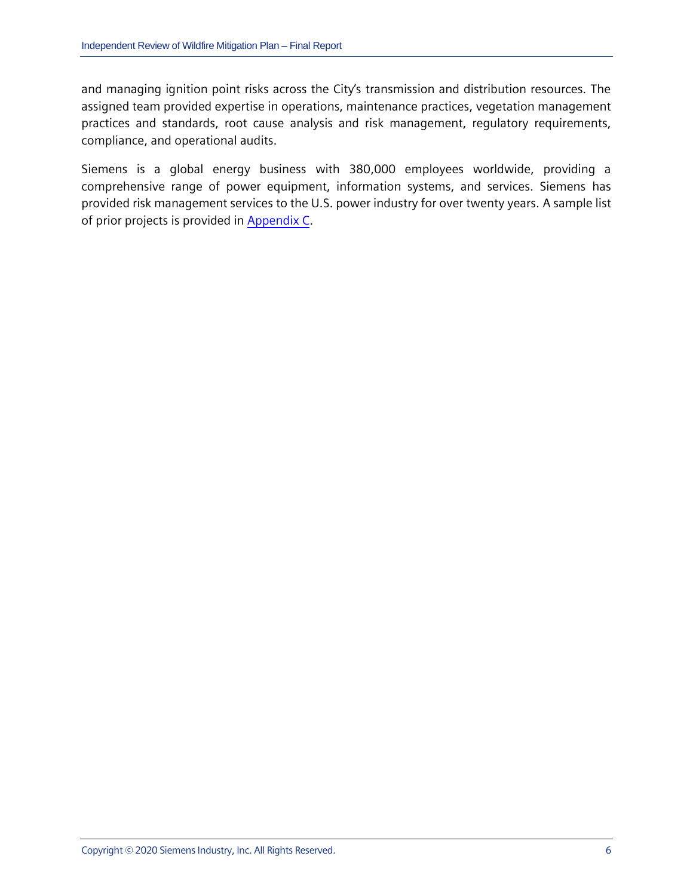and managing ignition point risks across the City's transmission and distribution resources. The assigned team provided expertise in operations, maintenance practices, vegetation management practices and standards, root cause analysis and risk management, regulatory requirements, compliance, and operational audits.

Siemens is a global energy business with 380,000 employees worldwide, providing a comprehensive range of power equipment, information systems, and services. Siemens has provided risk management services to the U.S. power industry for over twenty years. A sample list of prior projects is provided in Appendix C.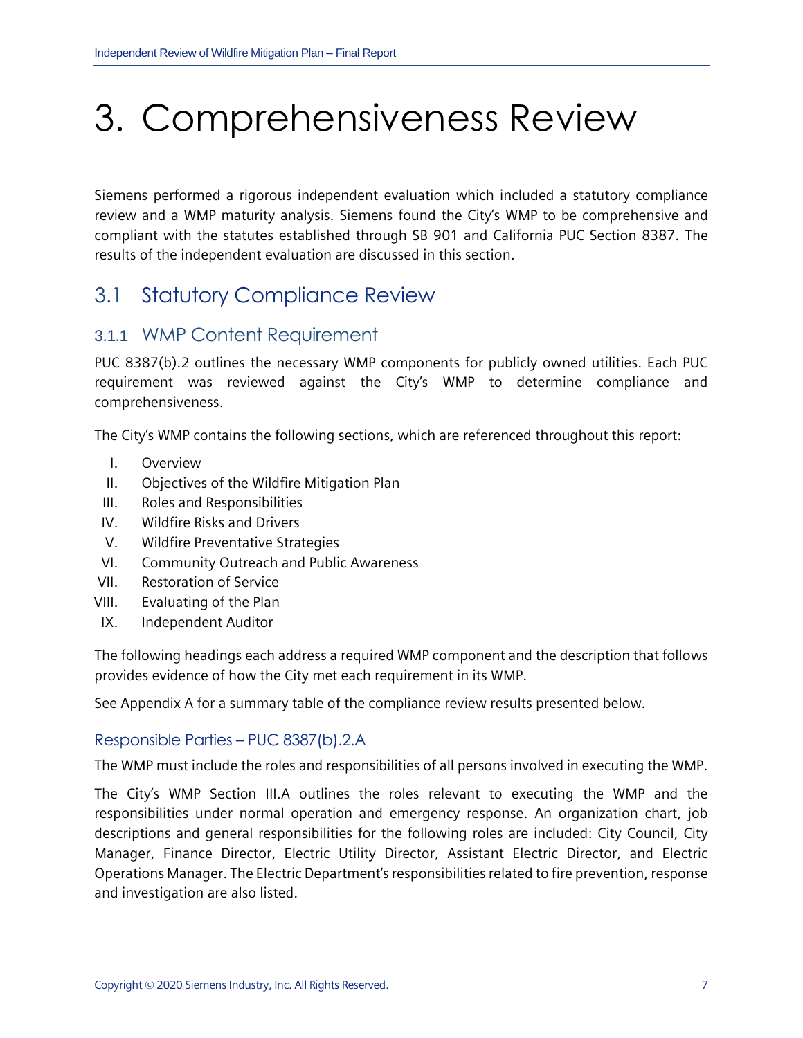# 3. Comprehensiveness Review

Siemens performed a rigorous independent evaluation which included a statutory compliance review and a WMP maturity analysis. Siemens found the City's WMP to be comprehensive and compliant with the statutes established through SB 901 and California PUC Section 8387. The results of the independent evaluation are discussed in this section.

## 3.1 Statutory Compliance Review

### 3.1.1 WMP Content Requirement

PUC 8387(b).2 outlines the necessary WMP components for publicly owned utilities. Each PUC requirement was reviewed against the City's WMP to determine compliance and comprehensiveness.

The City's WMP contains the following sections, which are referenced throughout this report:

I. Overview
II. Objectives of the Wildfire Mitigation Plan
III. Roles and Responsibilities
IV. Wildfire Risks and Drivers
V. Wildfire Preventative Strategies
VI. Community Outreach and Public Awareness
VII. Restoration of Service
VIII. Evaluating of the Plan
IX. Independent Auditor

The following headings each address a required WMP component and the description that follows provides evidence of how the City met each requirement in its WMP.

See Appendix A for a summary table of the compliance review results presented below.

#### Responsible Parties – PUC 8387(b).2.A

The WMP must include the roles and responsibilities of all persons involved in executing the WMP.

The City's WMP Section III.A outlines the roles relevant to executing the WMP and the responsibilities under normal operation and emergency response. An organization chart, job descriptions and general responsibilities for the following roles are included: City Council, City Manager, Finance Director, Electric Utility Director, Assistant Electric Director, and Electric Operations Manager. The Electric Department's responsibilities related to fire prevention, response and investigation are also listed.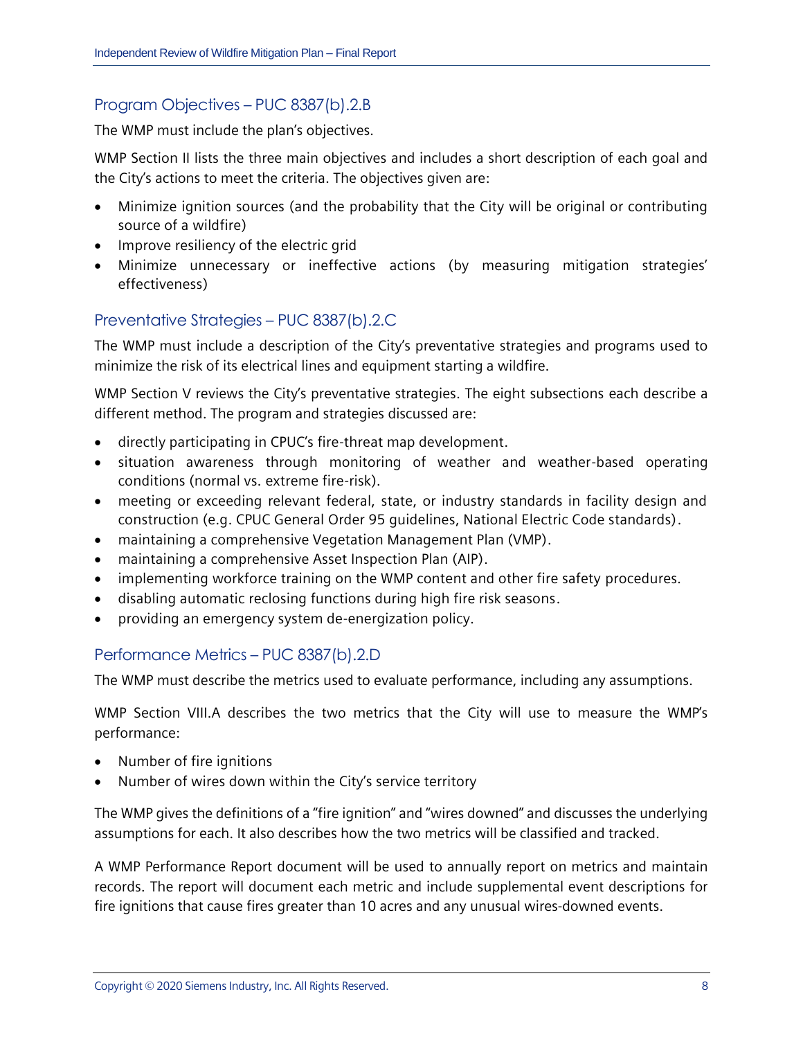## Program Objectives – PUC 8387(b).2.B

The WMP must include the plan's objectives.

WMP Section II lists the three main objectives and includes a short description of each goal and the City's actions to meet the criteria. The objectives given are:

- Minimize ignition sources (and the probability that the City will be original or contributing source of a wildfire)
- Improve resiliency of the electric grid
- Minimize unnecessary or ineffective actions (by measuring mitigation strategies' effectiveness)

## Preventative Strategies – PUC 8387(b).2.C

The WMP must include a description of the City's preventative strategies and programs used to minimize the risk of its electrical lines and equipment starting a wildfire.

WMP Section V reviews the City's preventative strategies. The eight subsections each describe a different method. The program and strategies discussed are:

- directly participating in CPUC's fire-threat map development.
- situation awareness through monitoring of weather and weather-based operating conditions (normal vs. extreme fire-risk).
- meeting or exceeding relevant federal, state, or industry standards in facility design and construction (e.g. CPUC General Order 95 guidelines, National Electric Code standards).
- maintaining a comprehensive Vegetation Management Plan (VMP).
- maintaining a comprehensive Asset Inspection Plan (AIP).
- implementing workforce training on the WMP content and other fire safety procedures.
- disabling automatic reclosing functions during high fire risk seasons.
- providing an emergency system de-energization policy.

## Performance Metrics – PUC 8387(b).2.D

The WMP must describe the metrics used to evaluate performance, including any assumptions.

WMP Section VIII.A describes the two metrics that the City will use to measure the WMP's performance:

- Number of fire ignitions
- Number of wires down within the City's service territory

The WMP gives the definitions of a "fire ignition" and "wires downed" and discusses the underlying assumptions for each. It also describes how the two metrics will be classified and tracked.

A WMP Performance Report document will be used to annually report on metrics and maintain records. The report will document each metric and include supplemental event descriptions for fire ignitions that cause fires greater than 10 acres and any unusual wires-downed events.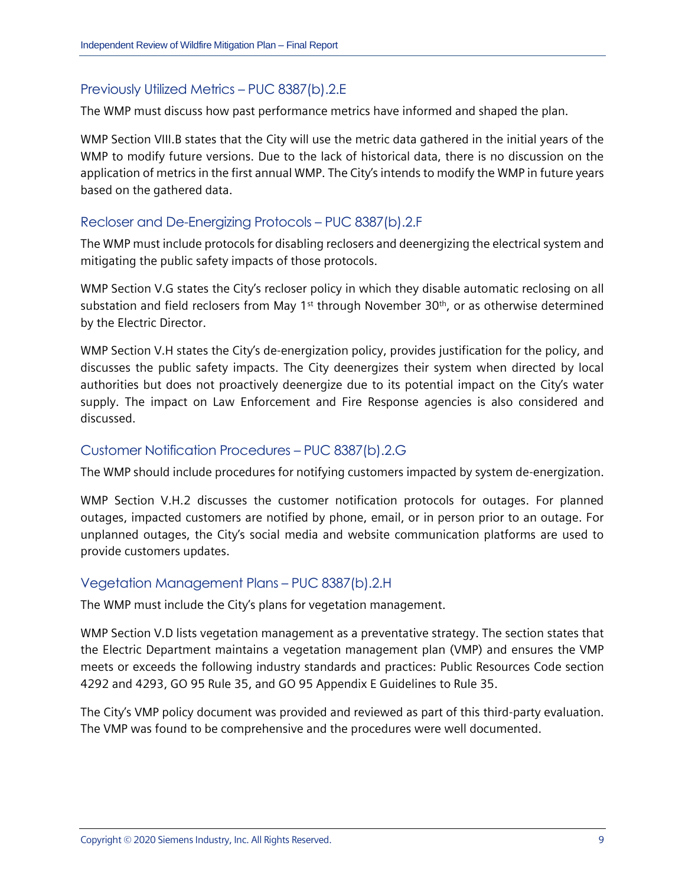## Previously Utilized Metrics – PUC 8387(b).2.E

The WMP must discuss how past performance metrics have informed and shaped the plan.

WMP Section VIII.B states that the City will use the metric data gathered in the initial years of the WMP to modify future versions. Due to the lack of historical data, there is no discussion on the application of metrics in the first annual WMP. The City's intends to modify the WMP in future years based on the gathered data.

## Recloser and De-Energizing Protocols – PUC 8387(b).2.F

The WMP must include protocols for disabling reclosers and deenergizing the electrical system and mitigating the public safety impacts of those protocols.

WMP Section V.G states the City's recloser policy in which they disable automatic reclosing on all substation and field reclosers from May 1st through November 30th, or as otherwise determined by the Electric Director.

WMP Section V.H states the City's de-energization policy, provides justification for the policy, and discusses the public safety impacts. The City deenergizes their system when directed by local authorities but does not proactively deenergize due to its potential impact on the City's water supply. The impact on Law Enforcement and Fire Response agencies is also considered and discussed.

## Customer Notification Procedures – PUC 8387(b).2.G

The WMP should include procedures for notifying customers impacted by system de-energization.

WMP Section V.H.2 discusses the customer notification protocols for outages. For planned outages, impacted customers are notified by phone, email, or in person prior to an outage. For unplanned outages, the City's social media and website communication platforms are used to provide customers updates.

## Vegetation Management Plans – PUC 8387(b).2.H

The WMP must include the City's plans for vegetation management.

WMP Section V.D lists vegetation management as a preventative strategy. The section states that the Electric Department maintains a vegetation management plan (VMP) and ensures the VMP meets or exceeds the following industry standards and practices: Public Resources Code section 4292 and 4293, GO 95 Rule 35, and GO 95 Appendix E Guidelines to Rule 35.

The City's VMP policy document was provided and reviewed as part of this third-party evaluation. The VMP was found to be comprehensive and the procedures were well documented.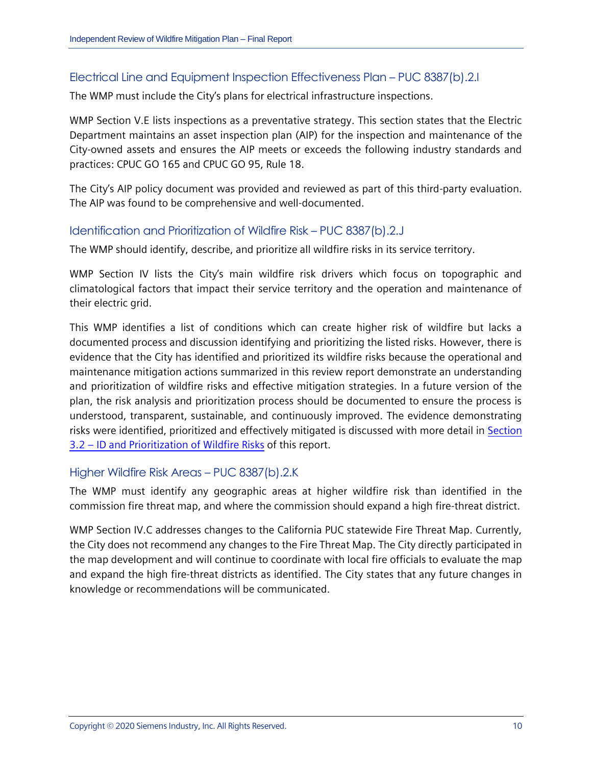### Electrical Line and Equipment Inspection Effectiveness Plan – PUC 8387(b).2.I

The WMP must include the City's plans for electrical infrastructure inspections.

WMP Section V.E lists inspections as a preventative strategy. This section states that the Electric Department maintains an asset inspection plan (AIP) for the inspection and maintenance of the City-owned assets and ensures the AIP meets or exceeds the following industry standards and practices: CPUC GO 165 and CPUC GO 95, Rule 18.

The City's AIP policy document was provided and reviewed as part of this third-party evaluation. The AIP was found to be comprehensive and well-documented.

### Identification and Prioritization of Wildfire Risk – PUC 8387(b).2.J

The WMP should identify, describe, and prioritize all wildfire risks in its service territory.

WMP Section IV lists the City's main wildfire risk drivers which focus on topographic and climatological factors that impact their service territory and the operation and maintenance of their electric grid.

This WMP identifies a list of conditions which can create higher risk of wildfire but lacks a documented process and discussion identifying and prioritizing the listed risks. However, there is evidence that the City has identified and prioritized its wildfire risks because the operational and maintenance mitigation actions summarized in this review report demonstrate an understanding and prioritization of wildfire risks and effective mitigation strategies. In a future version of the plan, the risk analysis and prioritization process should be documented to ensure the process is understood, transparent, sustainable, and continuously improved. The evidence demonstrating risks were identified, prioritized and effectively mitigated is discussed with more detail in [Section 3.2 – ID and Prioritization of Wildfire Risks] of this report.

### Higher Wildfire Risk Areas – PUC 8387(b).2.K

The WMP must identify any geographic areas at higher wildfire risk than identified in the commission fire threat map, and where the commission should expand a high fire-threat district.

WMP Section IV.C addresses changes to the California PUC statewide Fire Threat Map. Currently, the City does not recommend any changes to the Fire Threat Map. The City directly participated in the map development and will continue to coordinate with local fire officials to evaluate the map and expand the high fire-threat districts as identified. The City states that any future changes in knowledge or recommendations will be communicated.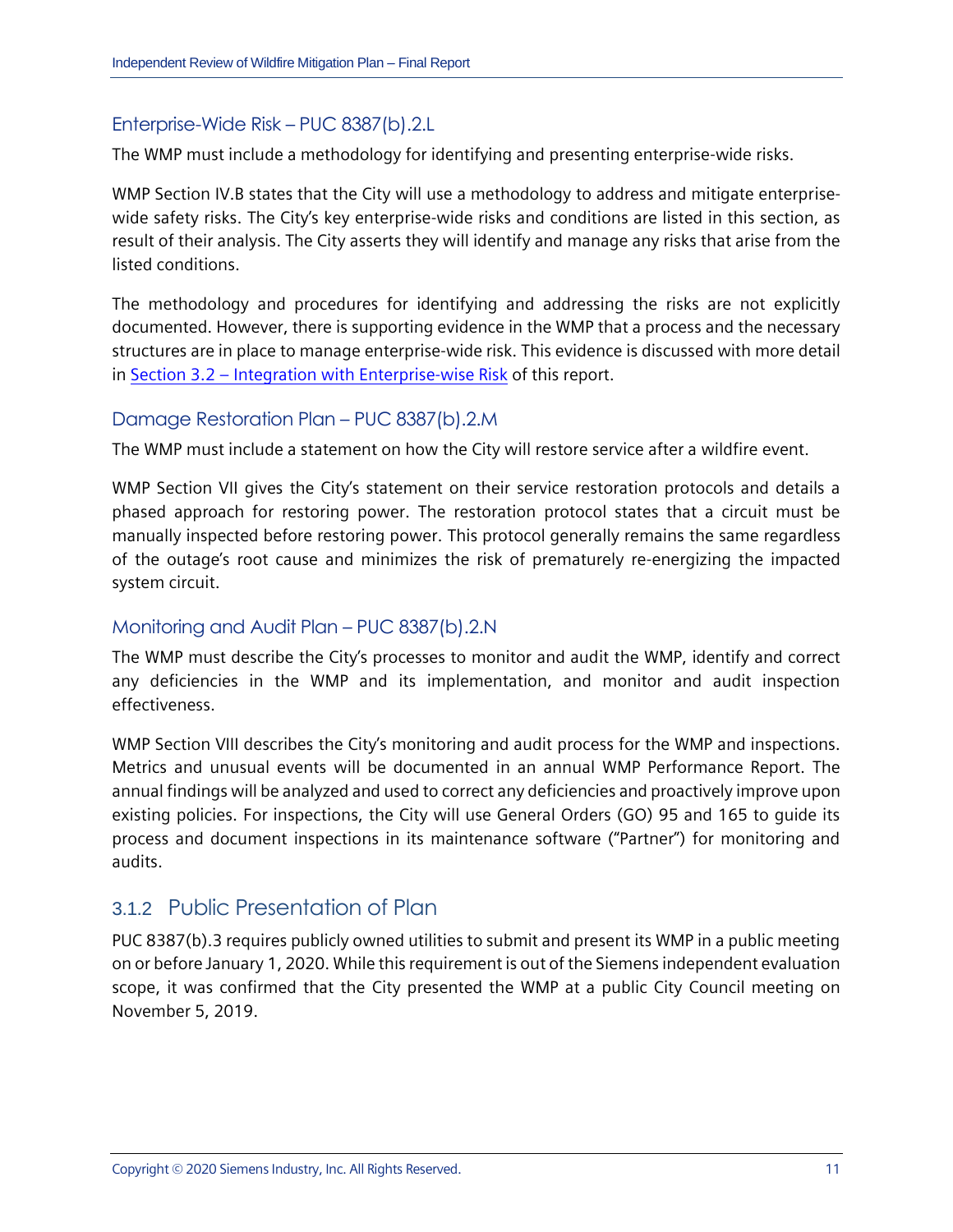### Enterprise-Wide Risk – PUC 8387(b).2.L

The WMP must include a methodology for identifying and presenting enterprise-wide risks.

WMP Section IV.B states that the City will use a methodology to address and mitigate enterprise-wide safety risks. The City's key enterprise-wide risks and conditions are listed in this section, as result of their analysis. The City asserts they will identify and manage any risks that arise from the listed conditions.

The methodology and procedures for identifying and addressing the risks are not explicitly documented. However, there is supporting evidence in the WMP that a process and the necessary structures are in place to manage enterprise-wide risk. This evidence is discussed with more detail in Section 3.2 – Integration with Enterprise-wise Risk of this report.

### Damage Restoration Plan – PUC 8387(b).2.M

The WMP must include a statement on how the City will restore service after a wildfire event.

WMP Section VII gives the City's statement on their service restoration protocols and details a phased approach for restoring power. The restoration protocol states that a circuit must be manually inspected before restoring power. This protocol generally remains the same regardless of the outage's root cause and minimizes the risk of prematurely re-energizing the impacted system circuit.

### Monitoring and Audit Plan – PUC 8387(b).2.N

The WMP must describe the City's processes to monitor and audit the WMP, identify and correct any deficiencies in the WMP and its implementation, and monitor and audit inspection effectiveness.

WMP Section VIII describes the City's monitoring and audit process for the WMP and inspections. Metrics and unusual events will be documented in an annual WMP Performance Report. The annual findings will be analyzed and used to correct any deficiencies and proactively improve upon existing policies. For inspections, the City will use General Orders (GO) 95 and 165 to guide its process and document inspections in its maintenance software ("Partner") for monitoring and audits.

## 3.1.2 Public Presentation of Plan

PUC 8387(b).3 requires publicly owned utilities to submit and present its WMP in a public meeting on or before January 1, 2020. While this requirement is out of the Siemens independent evaluation scope, it was confirmed that the City presented the WMP at a public City Council meeting on November 5, 2019.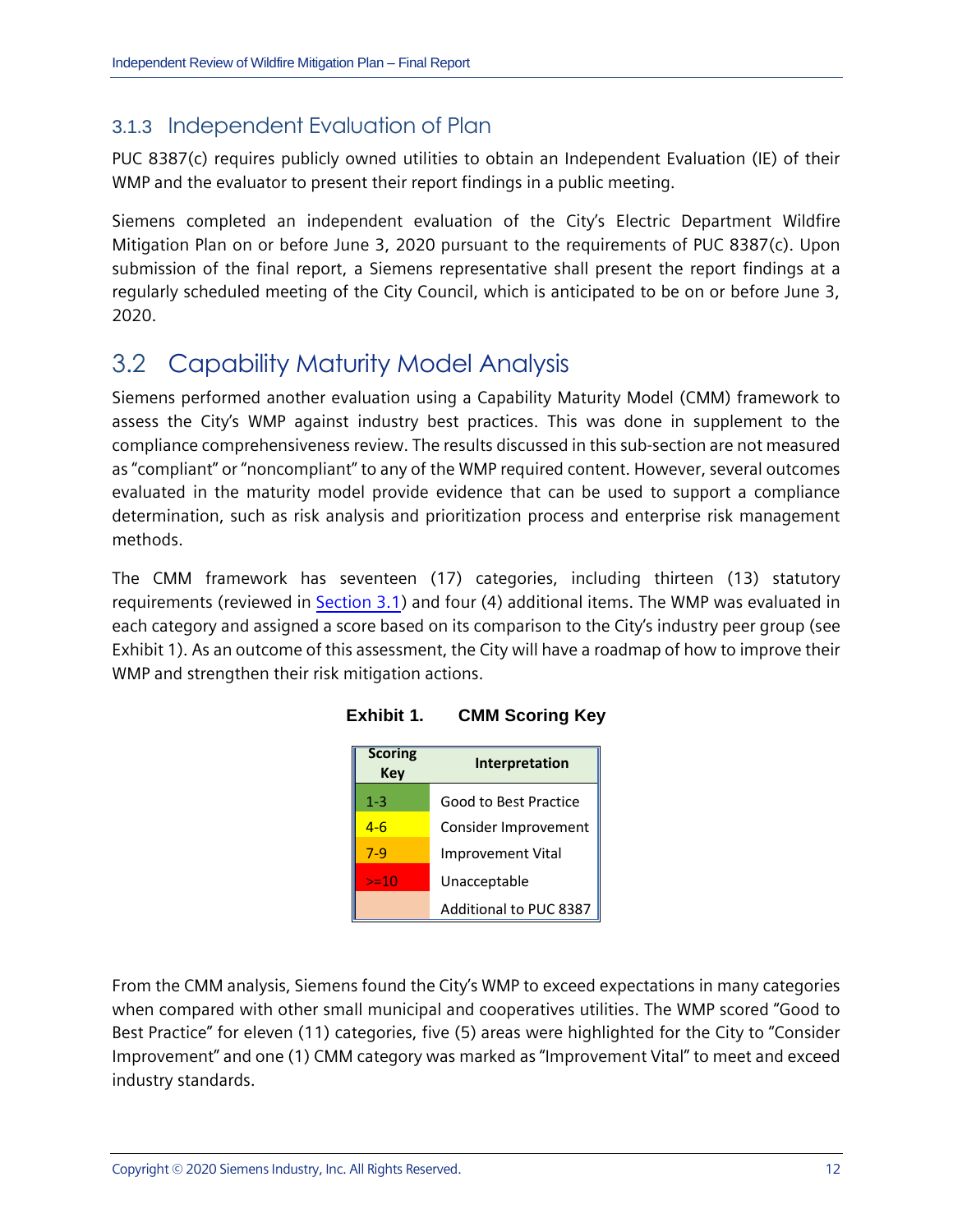### 3.1.3 Independent Evaluation of Plan

PUC 8387(c) requires publicly owned utilities to obtain an Independent Evaluation (IE) of their WMP and the evaluator to present their report findings in a public meeting.

Siemens completed an independent evaluation of the City's Electric Department Wildfire Mitigation Plan on or before June 3, 2020 pursuant to the requirements of PUC 8387(c). Upon submission of the final report, a Siemens representative shall present the report findings at a regularly scheduled meeting of the City Council, which is anticipated to be on or before June 3, 2020.

## 3.2 Capability Maturity Model Analysis

Siemens performed another evaluation using a Capability Maturity Model (CMM) framework to assess the City's WMP against industry best practices. This was done in supplement to the compliance comprehensiveness review. The results discussed in this sub-section are not measured as "compliant" or "noncompliant" to any of the WMP required content. However, several outcomes evaluated in the maturity model provide evidence that can be used to support a compliance determination, such as risk analysis and prioritization process and enterprise risk management methods.

The CMM framework has seventeen (17) categories, including thirteen (13) statutory requirements (reviewed in Section 3.1) and four (4) additional items. The WMP was evaluated in each category and assigned a score based on its comparison to the City's industry peer group (see Exhibit 1). As an outcome of this assessment, the City will have a roadmap of how to improve their WMP and strengthen their risk mitigation actions.

**Exhibit 1. CMM Scoring Key**

| Scoring Key | Interpretation |
|---|---|
| 1-3 | Good to Best Practice |
| 4-6 | Consider Improvement |
| 7-9 | Improvement Vital |
| >=10 | Unacceptable |
| | Additional to PUC 8387 |

From the CMM analysis, Siemens found the City's WMP to exceed expectations in many categories when compared with other small municipal and cooperatives utilities. The WMP scored "Good to Best Practice" for eleven (11) categories, five (5) areas were highlighted for the City to "Consider Improvement" and one (1) CMM category was marked as "Improvement Vital" to meet and exceed industry standards.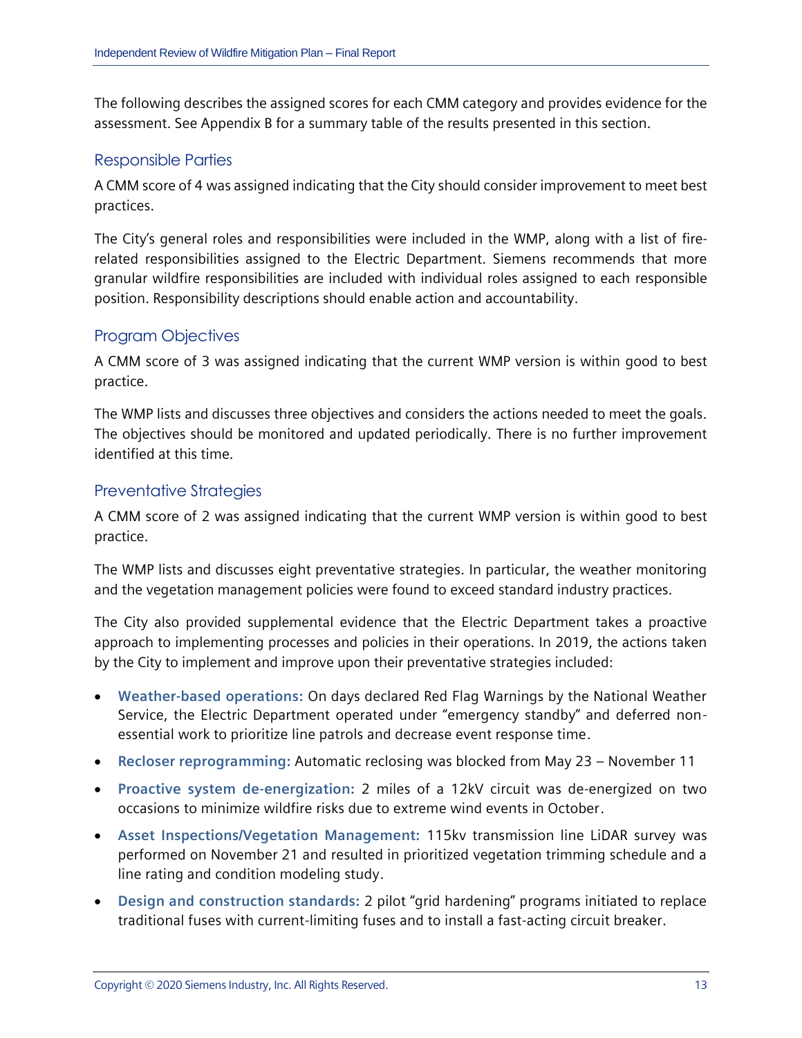The following describes the assigned scores for each CMM category and provides evidence for the assessment. See Appendix B for a summary table of the results presented in this section.

### Responsible Parties

A CMM score of 4 was assigned indicating that the City should consider improvement to meet best practices.

The City's general roles and responsibilities were included in the WMP, along with a list of fire-related responsibilities assigned to the Electric Department. Siemens recommends that more granular wildfire responsibilities are included with individual roles assigned to each responsible position. Responsibility descriptions should enable action and accountability.

### Program Objectives

A CMM score of 3 was assigned indicating that the current WMP version is within good to best practice.

The WMP lists and discusses three objectives and considers the actions needed to meet the goals. The objectives should be monitored and updated periodically. There is no further improvement identified at this time.

### Preventative Strategies

A CMM score of 2 was assigned indicating that the current WMP version is within good to best practice.

The WMP lists and discusses eight preventative strategies. In particular, the weather monitoring and the vegetation management policies were found to exceed standard industry practices.

The City also provided supplemental evidence that the Electric Department takes a proactive approach to implementing processes and policies in their operations. In 2019, the actions taken by the City to implement and improve upon their preventative strategies included:

- **Weather-based operations:** On days declared Red Flag Warnings by the National Weather Service, the Electric Department operated under "emergency standby" and deferred non-essential work to prioritize line patrols and decrease event response time.
- **Recloser reprogramming:** Automatic reclosing was blocked from May 23 – November 11
- **Proactive system de-energization:** 2 miles of a 12kV circuit was de-energized on two occasions to minimize wildfire risks due to extreme wind events in October.
- **Asset Inspections/Vegetation Management:** 115kv transmission line LiDAR survey was performed on November 21 and resulted in prioritized vegetation trimming schedule and a line rating and condition modeling study.
- **Design and construction standards:** 2 pilot "grid hardening" programs initiated to replace traditional fuses with current-limiting fuses and to install a fast-acting circuit breaker.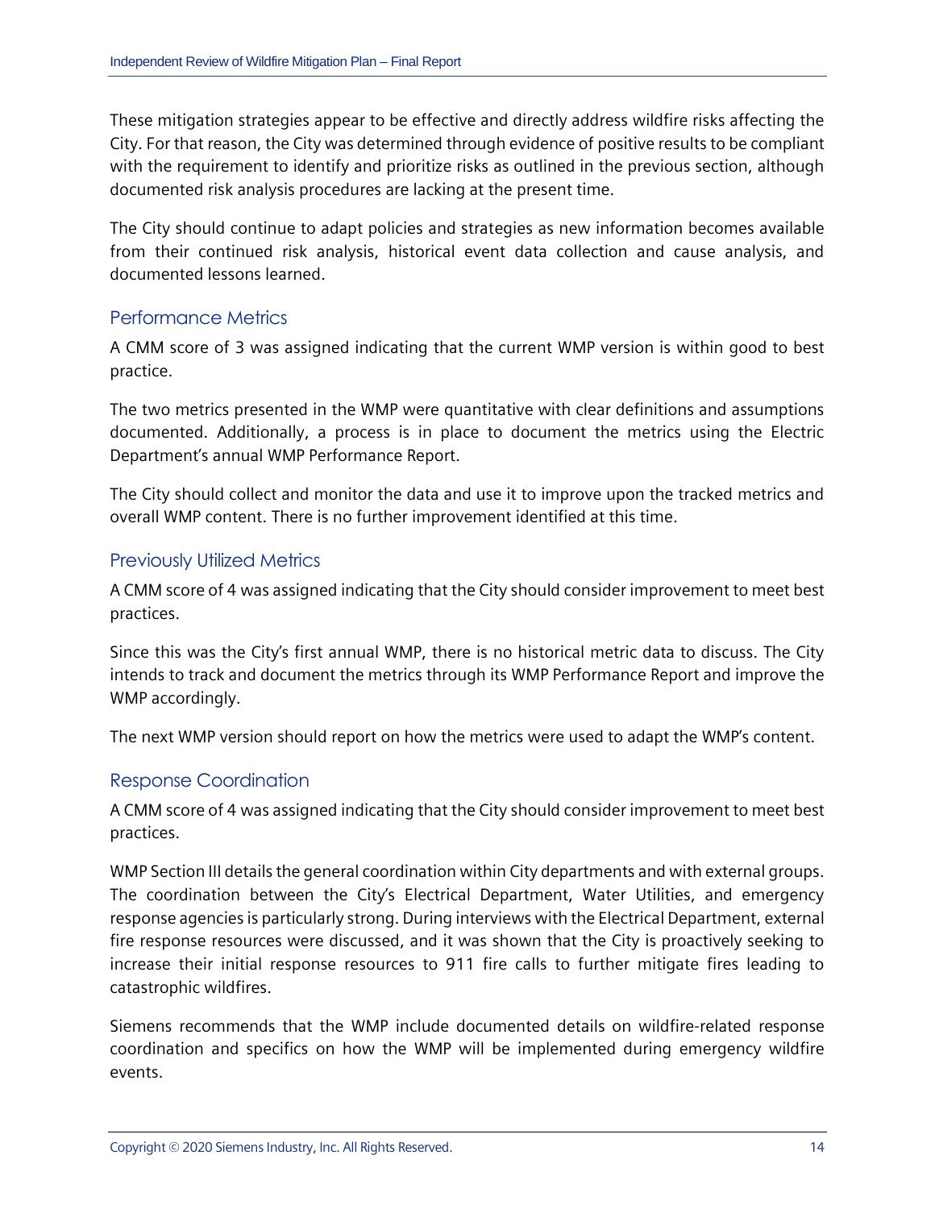These mitigation strategies appear to be effective and directly address wildfire risks affecting the City. For that reason, the City was determined through evidence of positive results to be compliant with the requirement to identify and prioritize risks as outlined in the previous section, although documented risk analysis procedures are lacking at the present time.

The City should continue to adapt policies and strategies as new information becomes available from their continued risk analysis, historical event data collection and cause analysis, and documented lessons learned.

### Performance Metrics

A CMM score of 3 was assigned indicating that the current WMP version is within good to best practice.

The two metrics presented in the WMP were quantitative with clear definitions and assumptions documented. Additionally, a process is in place to document the metrics using the Electric Department's annual WMP Performance Report.

The City should collect and monitor the data and use it to improve upon the tracked metrics and overall WMP content. There is no further improvement identified at this time.

### Previously Utilized Metrics

A CMM score of 4 was assigned indicating that the City should consider improvement to meet best practices.

Since this was the City's first annual WMP, there is no historical metric data to discuss. The City intends to track and document the metrics through its WMP Performance Report and improve the WMP accordingly.

The next WMP version should report on how the metrics were used to adapt the WMP's content.

### Response Coordination

A CMM score of 4 was assigned indicating that the City should consider improvement to meet best practices.

WMP Section III details the general coordination within City departments and with external groups. The coordination between the City's Electrical Department, Water Utilities, and emergency response agencies is particularly strong. During interviews with the Electrical Department, external fire response resources were discussed, and it was shown that the City is proactively seeking to increase their initial response resources to 911 fire calls to further mitigate fires leading to catastrophic wildfires.

Siemens recommends that the WMP include documented details on wildfire-related response coordination and specifics on how the WMP will be implemented during emergency wildfire events.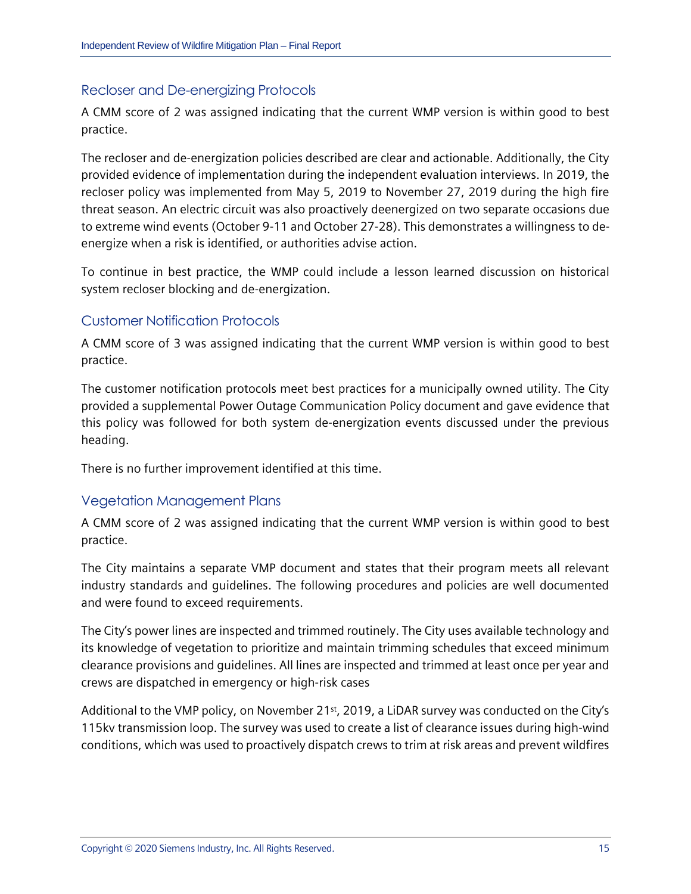## Recloser and De-energizing Protocols

A CMM score of 2 was assigned indicating that the current WMP version is within good to best practice.

The recloser and de-energization policies described are clear and actionable. Additionally, the City provided evidence of implementation during the independent evaluation interviews. In 2019, the recloser policy was implemented from May 5, 2019 to November 27, 2019 during the high fire threat season. An electric circuit was also proactively deenergized on two separate occasions due to extreme wind events (October 9-11 and October 27-28). This demonstrates a willingness to de-energize when a risk is identified, or authorities advise action.

To continue in best practice, the WMP could include a lesson learned discussion on historical system recloser blocking and de-energization.

## Customer Notification Protocols

A CMM score of 3 was assigned indicating that the current WMP version is within good to best practice.

The customer notification protocols meet best practices for a municipally owned utility. The City provided a supplemental Power Outage Communication Policy document and gave evidence that this policy was followed for both system de-energization events discussed under the previous heading.

There is no further improvement identified at this time.

## Vegetation Management Plans

A CMM score of 2 was assigned indicating that the current WMP version is within good to best practice.

The City maintains a separate VMP document and states that their program meets all relevant industry standards and guidelines. The following procedures and policies are well documented and were found to exceed requirements.

The City's power lines are inspected and trimmed routinely. The City uses available technology and its knowledge of vegetation to prioritize and maintain trimming schedules that exceed minimum clearance provisions and guidelines. All lines are inspected and trimmed at least once per year and crews are dispatched in emergency or high-risk cases

Additional to the VMP policy, on November 21st, 2019, a LiDAR survey was conducted on the City's 115kv transmission loop. The survey was used to create a list of clearance issues during high-wind conditions, which was used to proactively dispatch crews to trim at risk areas and prevent wildfires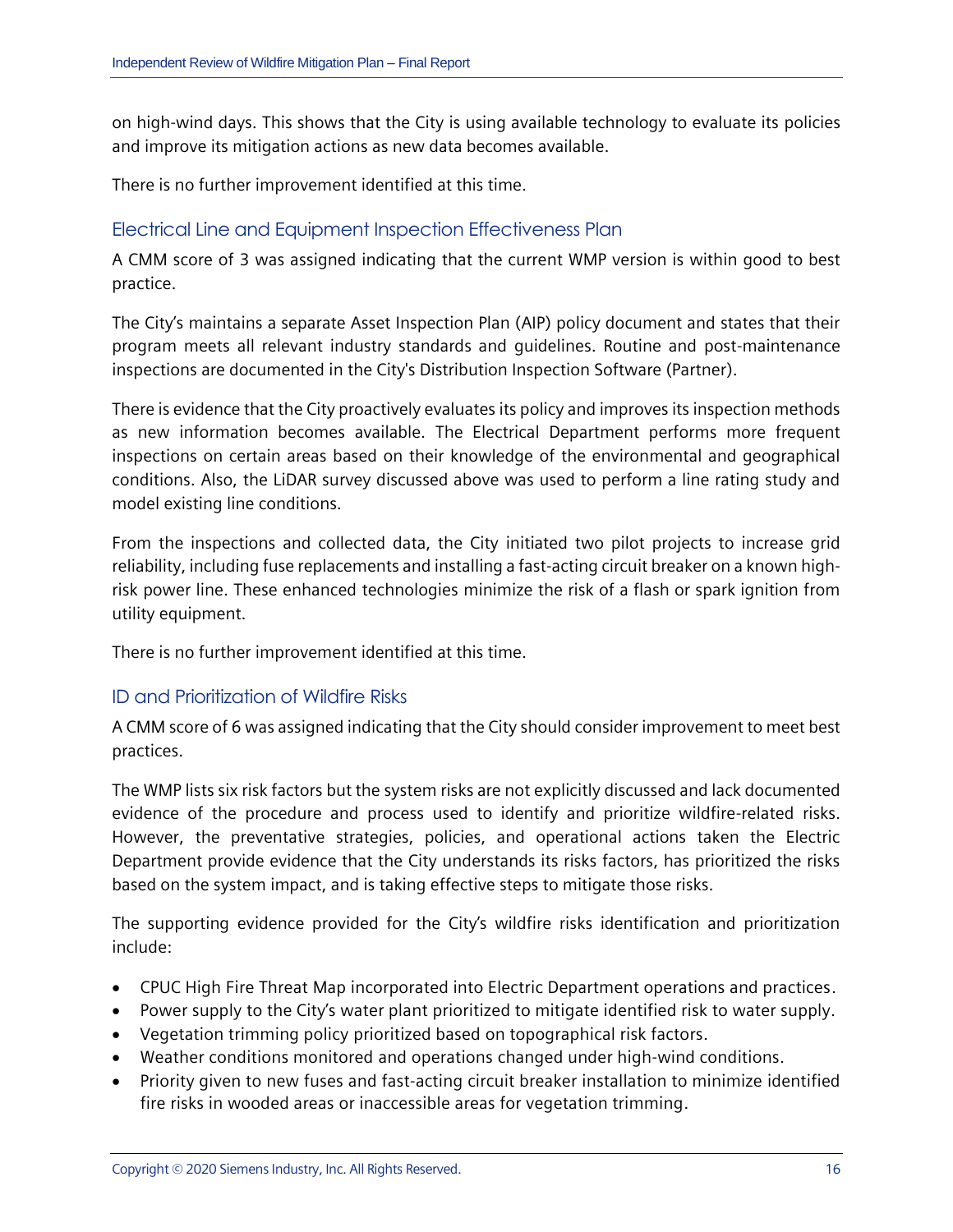on high-wind days. This shows that the City is using available technology to evaluate its policies and improve its mitigation actions as new data becomes available.

There is no further improvement identified at this time.

## Electrical Line and Equipment Inspection Effectiveness Plan

A CMM score of 3 was assigned indicating that the current WMP version is within good to best practice.

The City's maintains a separate Asset Inspection Plan (AIP) policy document and states that their program meets all relevant industry standards and guidelines. Routine and post-maintenance inspections are documented in the City's Distribution Inspection Software (Partner).

There is evidence that the City proactively evaluates its policy and improves its inspection methods as new information becomes available. The Electrical Department performs more frequent inspections on certain areas based on their knowledge of the environmental and geographical conditions. Also, the LiDAR survey discussed above was used to perform a line rating study and model existing line conditions.

From the inspections and collected data, the City initiated two pilot projects to increase grid reliability, including fuse replacements and installing a fast-acting circuit breaker on a known high-risk power line. These enhanced technologies minimize the risk of a flash or spark ignition from utility equipment.

There is no further improvement identified at this time.

## ID and Prioritization of Wildfire Risks

A CMM score of 6 was assigned indicating that the City should consider improvement to meet best practices.

The WMP lists six risk factors but the system risks are not explicitly discussed and lack documented evidence of the procedure and process used to identify and prioritize wildfire-related risks. However, the preventative strategies, policies, and operational actions taken the Electric Department provide evidence that the City understands its risks factors, has prioritized the risks based on the system impact, and is taking effective steps to mitigate those risks.

The supporting evidence provided for the City's wildfire risks identification and prioritization include:

- CPUC High Fire Threat Map incorporated into Electric Department operations and practices.
- Power supply to the City's water plant prioritized to mitigate identified risk to water supply.
- Vegetation trimming policy prioritized based on topographical risk factors.
- Weather conditions monitored and operations changed under high-wind conditions.
- Priority given to new fuses and fast-acting circuit breaker installation to minimize identified fire risks in wooded areas or inaccessible areas for vegetation trimming.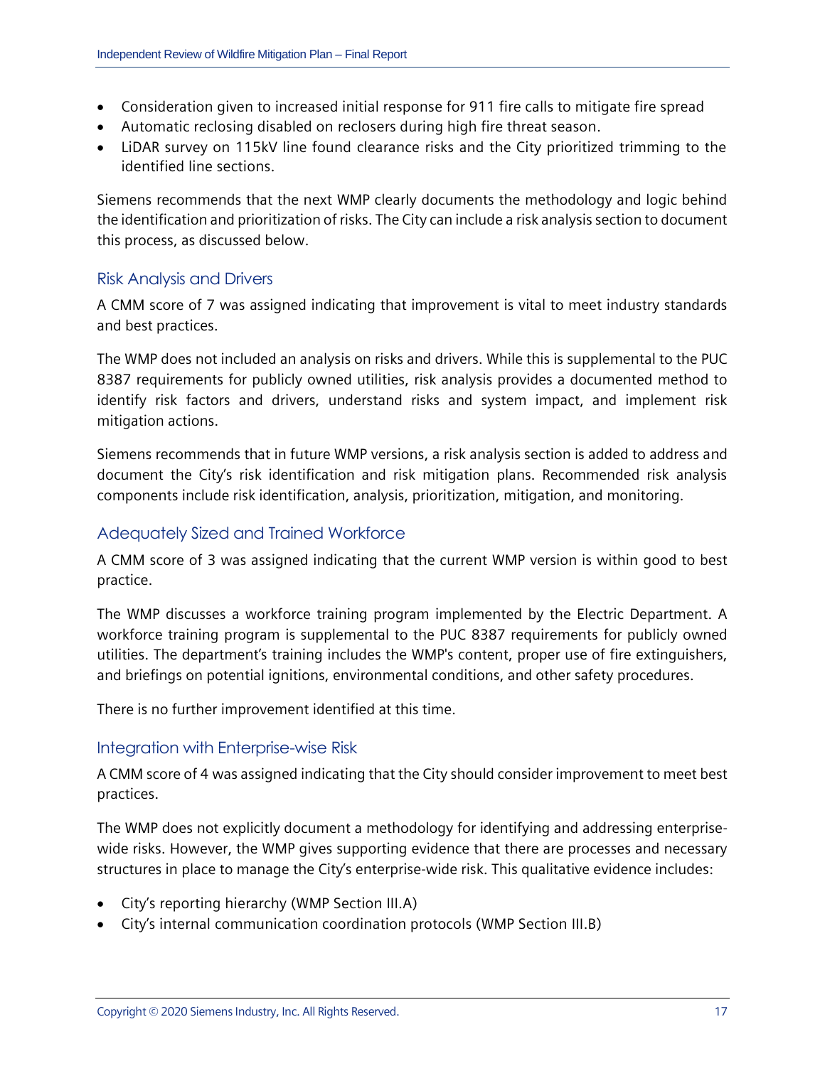- Consideration given to increased initial response for 911 fire calls to mitigate fire spread
- Automatic reclosing disabled on reclosers during high fire threat season.
- LiDAR survey on 115kV line found clearance risks and the City prioritized trimming to the identified line sections.

Siemens recommends that the next WMP clearly documents the methodology and logic behind the identification and prioritization of risks. The City can include a risk analysis section to document this process, as discussed below.

### Risk Analysis and Drivers

A CMM score of 7 was assigned indicating that improvement is vital to meet industry standards and best practices.

The WMP does not included an analysis on risks and drivers. While this is supplemental to the PUC 8387 requirements for publicly owned utilities, risk analysis provides a documented method to identify risk factors and drivers, understand risks and system impact, and implement risk mitigation actions.

Siemens recommends that in future WMP versions, a risk analysis section is added to address and document the City's risk identification and risk mitigation plans. Recommended risk analysis components include risk identification, analysis, prioritization, mitigation, and monitoring.

### Adequately Sized and Trained Workforce

A CMM score of 3 was assigned indicating that the current WMP version is within good to best practice.

The WMP discusses a workforce training program implemented by the Electric Department. A workforce training program is supplemental to the PUC 8387 requirements for publicly owned utilities. The department's training includes the WMP's content, proper use of fire extinguishers, and briefings on potential ignitions, environmental conditions, and other safety procedures.

There is no further improvement identified at this time.

### Integration with Enterprise-wise Risk

A CMM score of 4 was assigned indicating that the City should consider improvement to meet best practices.

The WMP does not explicitly document a methodology for identifying and addressing enterprise-wide risks. However, the WMP gives supporting evidence that there are processes and necessary structures in place to manage the City's enterprise-wide risk. This qualitative evidence includes:

- City's reporting hierarchy (WMP Section III.A)
- City's internal communication coordination protocols (WMP Section III.B)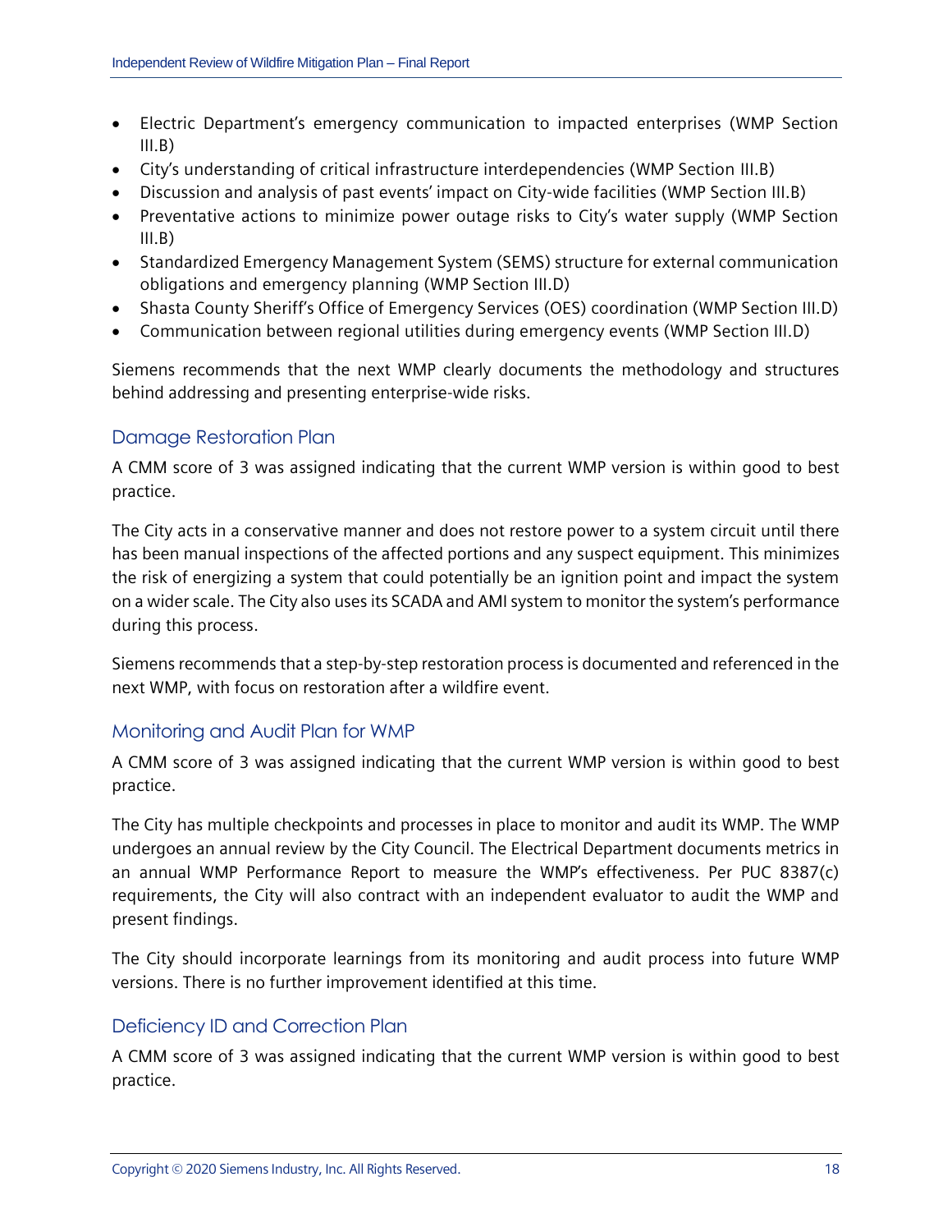- Electric Department's emergency communication to impacted enterprises (WMP Section III.B)
- City's understanding of critical infrastructure interdependencies (WMP Section III.B)
- Discussion and analysis of past events' impact on City-wide facilities (WMP Section III.B)
- Preventative actions to minimize power outage risks to City's water supply (WMP Section III.B)
- Standardized Emergency Management System (SEMS) structure for external communication obligations and emergency planning (WMP Section III.D)
- Shasta County Sheriff's Office of Emergency Services (OES) coordination (WMP Section III.D)
- Communication between regional utilities during emergency events (WMP Section III.D)

Siemens recommends that the next WMP clearly documents the methodology and structures behind addressing and presenting enterprise-wide risks.

### Damage Restoration Plan

A CMM score of 3 was assigned indicating that the current WMP version is within good to best practice.

The City acts in a conservative manner and does not restore power to a system circuit until there has been manual inspections of the affected portions and any suspect equipment. This minimizes the risk of energizing a system that could potentially be an ignition point and impact the system on a wider scale. The City also uses its SCADA and AMI system to monitor the system's performance during this process.

Siemens recommends that a step-by-step restoration process is documented and referenced in the next WMP, with focus on restoration after a wildfire event.

### Monitoring and Audit Plan for WMP

A CMM score of 3 was assigned indicating that the current WMP version is within good to best practice.

The City has multiple checkpoints and processes in place to monitor and audit its WMP. The WMP undergoes an annual review by the City Council. The Electrical Department documents metrics in an annual WMP Performance Report to measure the WMP's effectiveness. Per PUC 8387(c) requirements, the City will also contract with an independent evaluator to audit the WMP and present findings.

The City should incorporate learnings from its monitoring and audit process into future WMP versions. There is no further improvement identified at this time.

### Deficiency ID and Correction Plan

A CMM score of 3 was assigned indicating that the current WMP version is within good to best practice.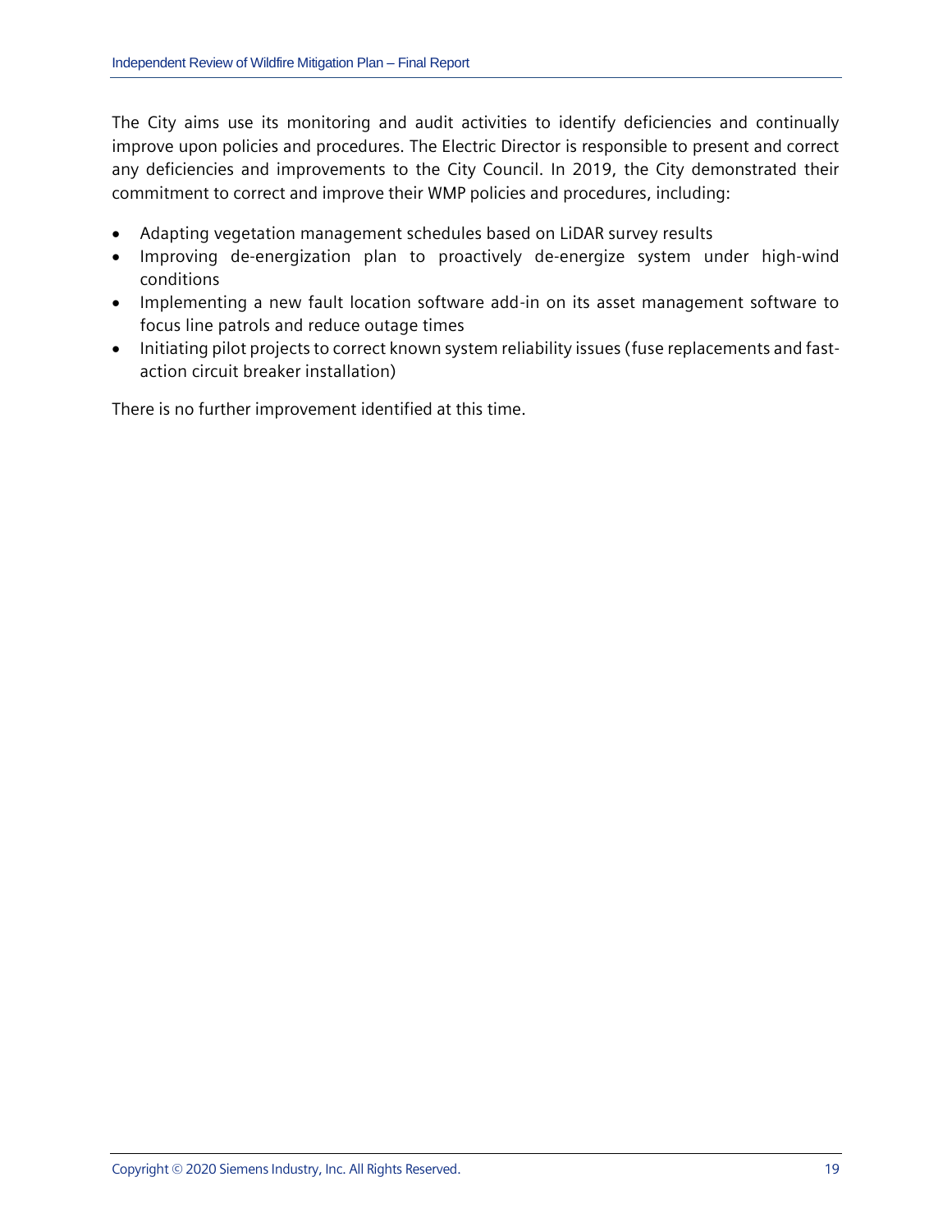The City aims use its monitoring and audit activities to identify deficiencies and continually improve upon policies and procedures. The Electric Director is responsible to present and correct any deficiencies and improvements to the City Council. In 2019, the City demonstrated their commitment to correct and improve their WMP policies and procedures, including:

- Adapting vegetation management schedules based on LiDAR survey results
- Improving de-energization plan to proactively de-energize system under high-wind conditions
- Implementing a new fault location software add-in on its asset management software to focus line patrols and reduce outage times
- Initiating pilot projects to correct known system reliability issues (fuse replacements and fast-action circuit breaker installation)

There is no further improvement identified at this time.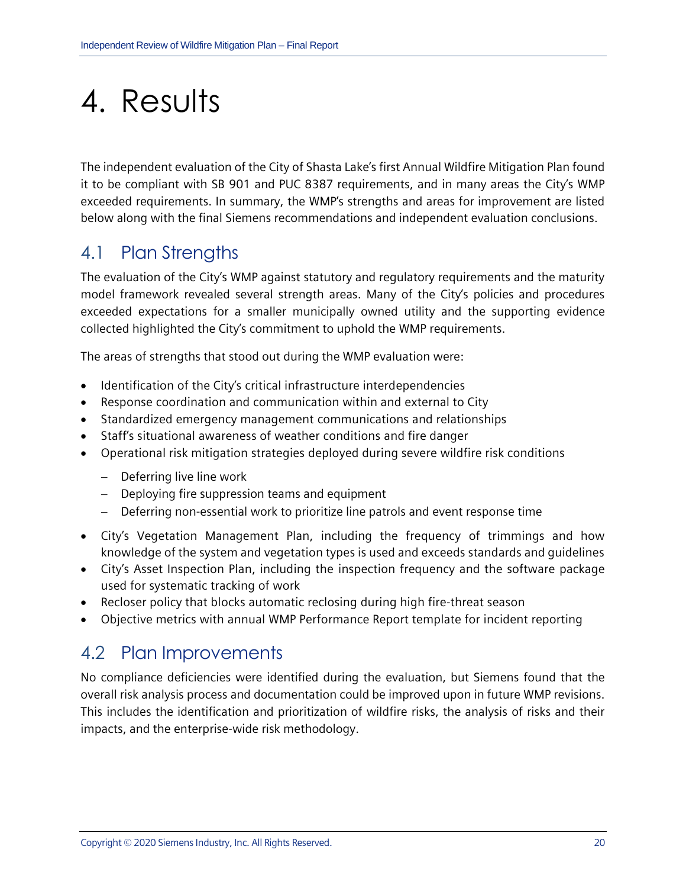# 4. Results

The independent evaluation of the City of Shasta Lake's first Annual Wildfire Mitigation Plan found it to be compliant with SB 901 and PUC 8387 requirements, and in many areas the City's WMP exceeded requirements. In summary, the WMP's strengths and areas for improvement are listed below along with the final Siemens recommendations and independent evaluation conclusions.

## 4.1 Plan Strengths

The evaluation of the City's WMP against statutory and regulatory requirements and the maturity model framework revealed several strength areas. Many of the City's policies and procedures exceeded expectations for a smaller municipally owned utility and the supporting evidence collected highlighted the City's commitment to uphold the WMP requirements.

The areas of strengths that stood out during the WMP evaluation were:

- Identification of the City's critical infrastructure interdependencies
- Response coordination and communication within and external to City
- Standardized emergency management communications and relationships
- Staff's situational awareness of weather conditions and fire danger
- Operational risk mitigation strategies deployed during severe wildfire risk conditions
  - Deferring live line work
  - Deploying fire suppression teams and equipment
  - Deferring non-essential work to prioritize line patrols and event response time
- City's Vegetation Management Plan, including the frequency of trimmings and how knowledge of the system and vegetation types is used and exceeds standards and guidelines
- City's Asset Inspection Plan, including the inspection frequency and the software package used for systematic tracking of work
- Recloser policy that blocks automatic reclosing during high fire-threat season
- Objective metrics with annual WMP Performance Report template for incident reporting

## 4.2 Plan Improvements

No compliance deficiencies were identified during the evaluation, but Siemens found that the overall risk analysis process and documentation could be improved upon in future WMP revisions. This includes the identification and prioritization of wildfire risks, the analysis of risks and their impacts, and the enterprise-wide risk methodology.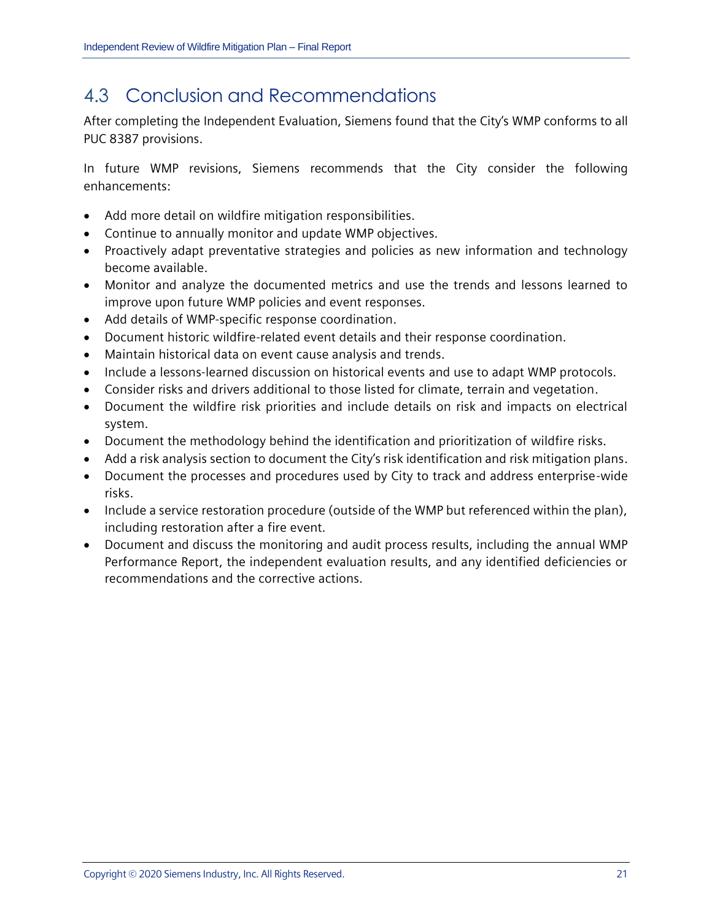## 4.3 Conclusion and Recommendations

After completing the Independent Evaluation, Siemens found that the City's WMP conforms to all PUC 8387 provisions.

In future WMP revisions, Siemens recommends that the City consider the following enhancements:

- Add more detail on wildfire mitigation responsibilities.
- Continue to annually monitor and update WMP objectives.
- Proactively adapt preventative strategies and policies as new information and technology become available.
- Monitor and analyze the documented metrics and use the trends and lessons learned to improve upon future WMP policies and event responses.
- Add details of WMP-specific response coordination.
- Document historic wildfire-related event details and their response coordination.
- Maintain historical data on event cause analysis and trends.
- Include a lessons-learned discussion on historical events and use to adapt WMP protocols.
- Consider risks and drivers additional to those listed for climate, terrain and vegetation.
- Document the wildfire risk priorities and include details on risk and impacts on electrical system.
- Document the methodology behind the identification and prioritization of wildfire risks.
- Add a risk analysis section to document the City's risk identification and risk mitigation plans.
- Document the processes and procedures used by City to track and address enterprise-wide risks.
- Include a service restoration procedure (outside of the WMP but referenced within the plan), including restoration after a fire event.
- Document and discuss the monitoring and audit process results, including the annual WMP Performance Report, the independent evaluation results, and any identified deficiencies or recommendations and the corrective actions.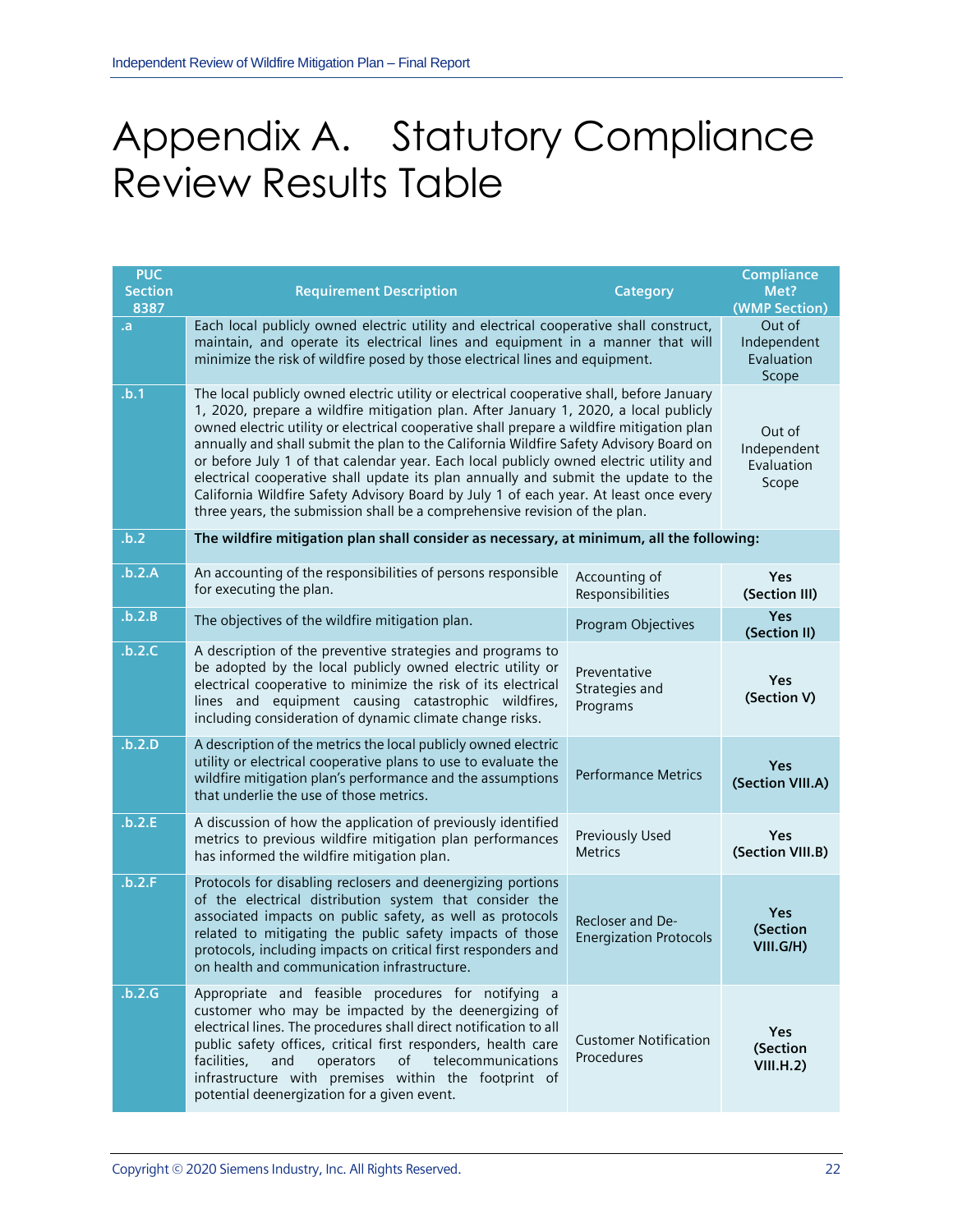# Appendix A. Statutory Compliance Review Results Table

| PUC Section 8387 | Requirement Description | Category | Compliance Met? (WMP Section) |
|---|---|---|---|
| .a | Each local publicly owned electric utility and electrical cooperative shall construct, maintain, and operate its electrical lines and equipment in a manner that will minimize the risk of wildfire posed by those electrical lines and equipment. | | Out of Independent Evaluation Scope |
| .b.1 | The local publicly owned electric utility or electrical cooperative shall, before January 1, 2020, prepare a wildfire mitigation plan. After January 1, 2020, a local publicly owned electric utility or electrical cooperative shall prepare a wildfire mitigation plan annually and shall submit the plan to the California Wildfire Safety Advisory Board on or before July 1 of that calendar year. Each local publicly owned electric utility and electrical cooperative shall update its plan annually and submit the update to the California Wildfire Safety Advisory Board by July 1 of each year. At least once every three years, the submission shall be a comprehensive revision of the plan. | | Out of Independent Evaluation Scope |
| .b.2 | **The wildfire mitigation plan shall consider as necessary, at minimum, all the following:** | | |
| .b.2.A | An accounting of the responsibilities of persons responsible for executing the plan. | Accounting of Responsibilities | **Yes (Section III)** |
| .b.2.B | The objectives of the wildfire mitigation plan. | Program Objectives | **Yes (Section II)** |
| .b.2.C | A description of the preventive strategies and programs to be adopted by the local publicly owned electric utility or electrical cooperative to minimize the risk of its electrical lines and equipment causing catastrophic wildfires, including consideration of dynamic climate change risks. | Preventative Strategies and Programs | **Yes (Section V)** |
| .b.2.D | A description of the metrics the local publicly owned electric utility or electrical cooperative plans to use to evaluate the wildfire mitigation plan's performance and the assumptions that underlie the use of those metrics. | Performance Metrics | **Yes (Section VIII.A)** |
| .b.2.E | A discussion of how the application of previously identified metrics to previous wildfire mitigation plan performances has informed the wildfire mitigation plan. | Previously Used Metrics | **Yes (Section VIII.B)** |
| .b.2.F | Protocols for disabling reclosers and deenergizing portions of the electrical distribution system that consider the associated impacts on public safety, as well as protocols related to mitigating the public safety impacts of those protocols, including impacts on critical first responders and on health and communication infrastructure. | Recloser and De-Energization Protocols | **Yes (Section VIII.G/H)** |
| .b.2.G | Appropriate and feasible procedures for notifying a customer who may be impacted by the deenergizing of electrical lines. The procedures shall direct notification to all public safety offices, critical first responders, health care facilities, and operators of telecommunications infrastructure with premises within the footprint of potential deenergization for a given event. | Customer Notification Procedures | **Yes (Section VIII.H.2)** |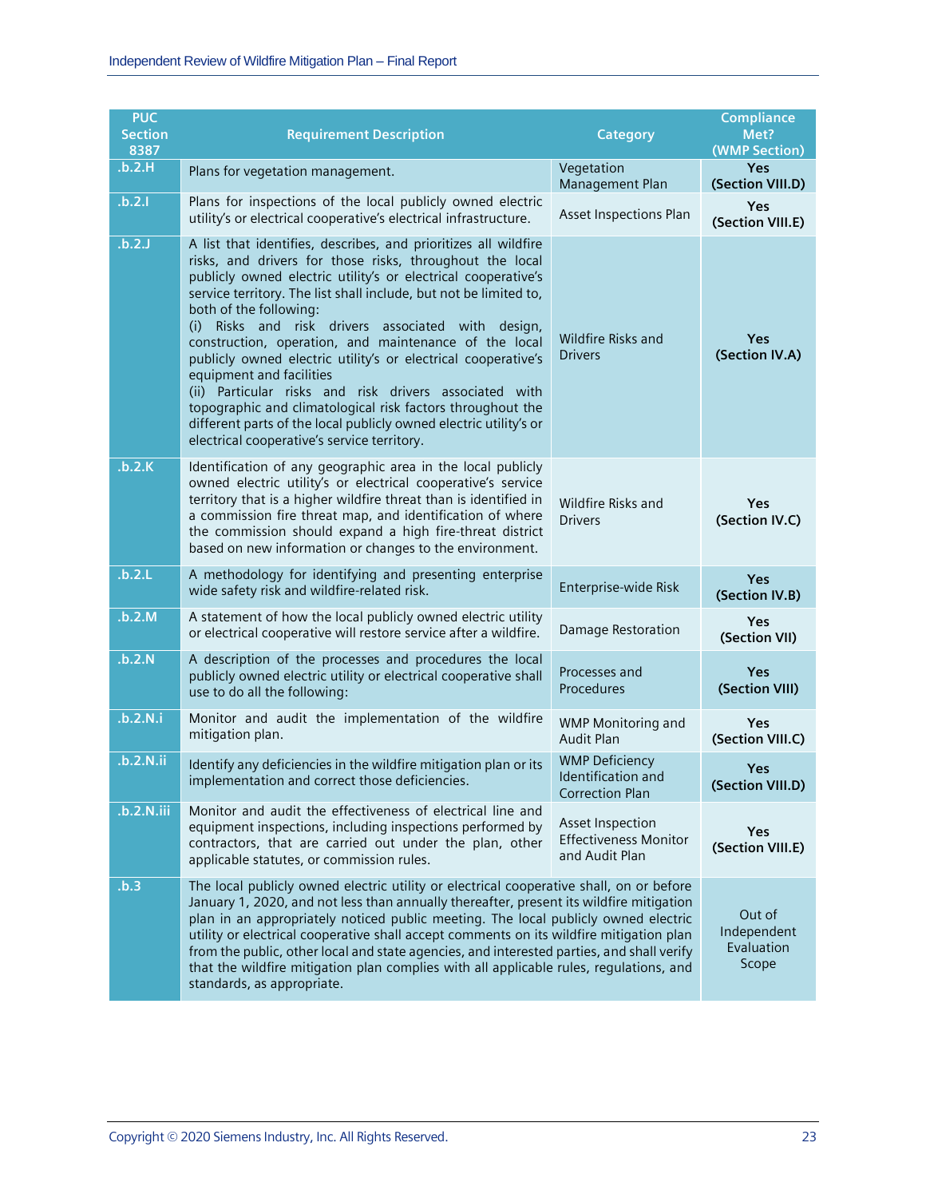| PUC Section 8387 | Requirement Description | Category | Compliance Met? (WMP Section) |
|---|---|---|---|
| .b.2.H | Plans for vegetation management. | Vegetation Management Plan | **Yes (Section VIII.D)** |
| .b.2.I | Plans for inspections of the local publicly owned electric utility's or electrical cooperative's electrical infrastructure. | Asset Inspections Plan | **Yes (Section VIII.E)** |
| .b.2.J | A list that identifies, describes, and prioritizes all wildfire risks, and drivers for those risks, throughout the local publicly owned electric utility's or electrical cooperative's service territory. The list shall include, but not be limited to, both of the following:<br>(i) Risks and risk drivers associated with design, construction, operation, and maintenance of the local publicly owned electric utility's or electrical cooperative's equipment and facilities<br>(ii) Particular risks and risk drivers associated with topographic and climatological risk factors throughout the different parts of the local publicly owned electric utility's or electrical cooperative's service territory. | Wildfire Risks and Drivers | **Yes (Section IV.A)** |
| .b.2.K | Identification of any geographic area in the local publicly owned electric utility's or electrical cooperative's service territory that is a higher wildfire threat than is identified in a commission fire threat map, and identification of where the commission should expand a high fire-threat district based on new information or changes to the environment. | Wildfire Risks and Drivers | **Yes (Section IV.C)** |
| .b.2.L | A methodology for identifying and presenting enterprise wide safety risk and wildfire-related risk. | Enterprise-wide Risk | **Yes (Section IV.B)** |
| .b.2.M | A statement of how the local publicly owned electric utility or electrical cooperative will restore service after a wildfire. | Damage Restoration | **Yes (Section VII)** |
| .b.2.N | A description of the processes and procedures the local publicly owned electric utility or electrical cooperative shall use to do all the following: | Processes and Procedures | **Yes (Section VIII)** |
| .b.2.N.i | Monitor and audit the implementation of the wildfire mitigation plan. | WMP Monitoring and Audit Plan | **Yes (Section VIII.C)** |
| .b.2.N.ii | Identify any deficiencies in the wildfire mitigation plan or its implementation and correct those deficiencies. | WMP Deficiency Identification and Correction Plan | **Yes (Section VIII.D)** |
| .b.2.N.iii | Monitor and audit the effectiveness of electrical line and equipment inspections, including inspections performed by contractors, that are carried out under the plan, other applicable statutes, or commission rules. | Asset Inspection Effectiveness Monitor and Audit Plan | **Yes (Section VIII.E)** |
| .b.3 | The local publicly owned electric utility or electrical cooperative shall, on or before January 1, 2020, and not less than annually thereafter, present its wildfire mitigation plan in an appropriately noticed public meeting. The local publicly owned electric utility or electrical cooperative shall accept comments on its wildfire mitigation plan from the public, other local and state agencies, and interested parties, and shall verify that the wildfire mitigation plan complies with all applicable rules, regulations, and standards, as appropriate. | | Out of Independent Evaluation Scope |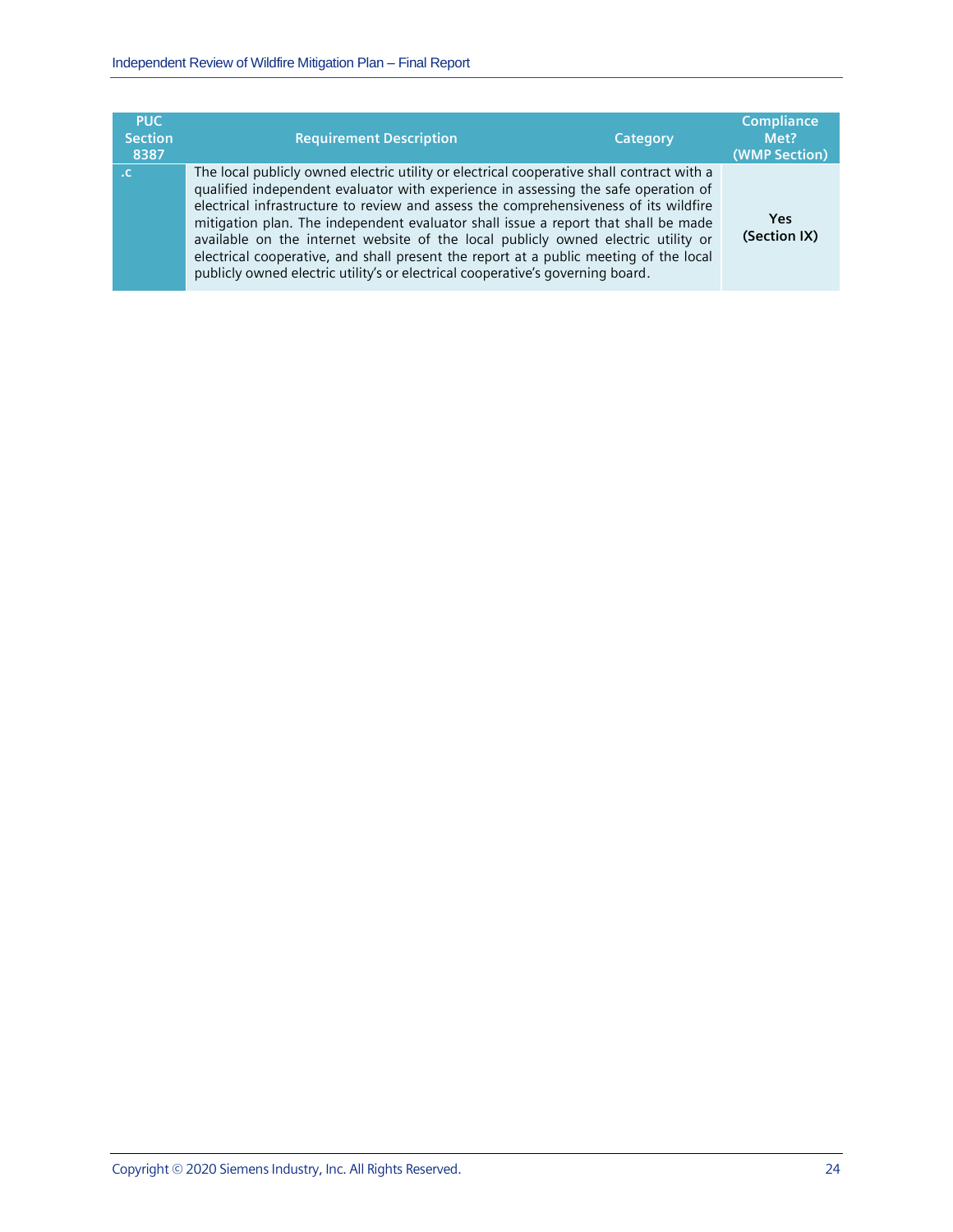| PUC Section 8387 | Requirement Description | Category | Compliance Met? (WMP Section) |
| --- | --- | --- | --- |
| .c | The local publicly owned electric utility or electrical cooperative shall contract with a qualified independent evaluator with experience in assessing the safe operation of electrical infrastructure to review and assess the comprehensiveness of its wildfire mitigation plan. The independent evaluator shall issue a report that shall be made available on the internet website of the local publicly owned electric utility or electrical cooperative, and shall present the report at a public meeting of the local publicly owned electric utility's or electrical cooperative's governing board. | | **Yes (Section IX)** |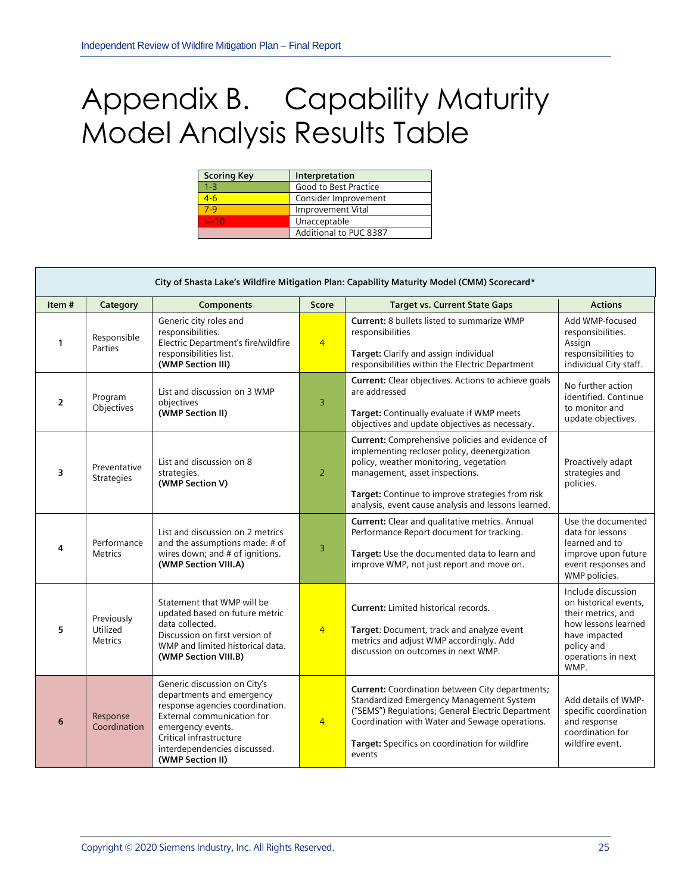# Appendix B. Capability Maturity Model Analysis Results Table

| Scoring Key | Interpretation |
| --- | --- |
| 1-3 | Good to Best Practice |
| 4-6 | Consider Improvement |
| 7-9 | Improvement Vital |
| >=10 | Unacceptable |
| | Additional to PUC 8387 |

| City of Shasta Lake's Wildfire Mitigation Plan: Capability Maturity Model (CMM) Scorecard* | | | | | |
| --- | --- | --- | --- | --- | --- |
| **Item #** | **Category** | **Components** | **Score** | **Target vs. Current State Gaps** | **Actions** |
| 1 | Responsible Parties | Generic city roles and responsibilities. Electric Department's fire/wildfire responsibilities list. **(WMP Section III)** | 4 | **Current:** 8 bullets listed to summarize WMP responsibilities<br><br>**Target:** Clarify and assign individual responsibilities within the Electric Department | Add WMP-focused responsibilities. Assign responsibilities to individual City staff. |
| 2 | Program Objectives | List and discussion on 3 WMP objectives **(WMP Section II)** | 3 | **Current:** Clear objectives. Actions to achieve goals are addressed<br><br>**Target:** Continually evaluate if WMP meets objectives and update objectives as necessary. | No further action identified. Continue to monitor and update objectives. |
| 3 | Preventative Strategies | List and discussion on 8 strategies. **(WMP Section V)** | 2 | **Current:** Comprehensive policies and evidence of implementing recloser policy, deenergization policy, weather monitoring, vegetation management, asset inspections.<br><br>**Target:** Continue to improve strategies from risk analysis, event cause analysis and lessons learned. | Proactively adapt strategies and policies. |
| 4 | Performance Metrics | List and discussion on 2 metrics and the assumptions made: # of wires down; and # of ignitions. **(WMP Section VIII.A)** | 3 | **Current:** Clear and qualitative metrics. Annual Performance Report document for tracking.<br><br>**Target:** Use the documented data to learn and improve WMP, not just report and move on. | Use the documented data for lessons learned and to improve upon future event responses and WMP policies. |
| 5 | Previously Utilized Metrics | Statement that WMP will be updated based on future metric data collected. Discussion on first version of WMP and limited historical data. **(WMP Section VIII.B)** | 4 | **Current:** Limited historical records.<br><br>**Target**: Document, track and analyze event metrics and adjust WMP accordingly. Add discussion on outcomes in next WMP. | Include discussion on historical events, their metrics, and how lessons learned have impacted policy and operations in next WMP. |
| 6 | Response Coordination | Generic discussion on City's departments and emergency response agencies coordination. External communication for emergency events. Critical infrastructure interdependencies discussed. **(WMP Section II)** | 4 | **Current:** Coordination between City departments; Standardized Emergency Management System ("SEMS") Regulations; General Electric Department Coordination with Water and Sewage operations.<br><br>**Target:** Specifics on coordination for wildfire events | Add details of WMP-specific coordination and response coordination for wildfire event. |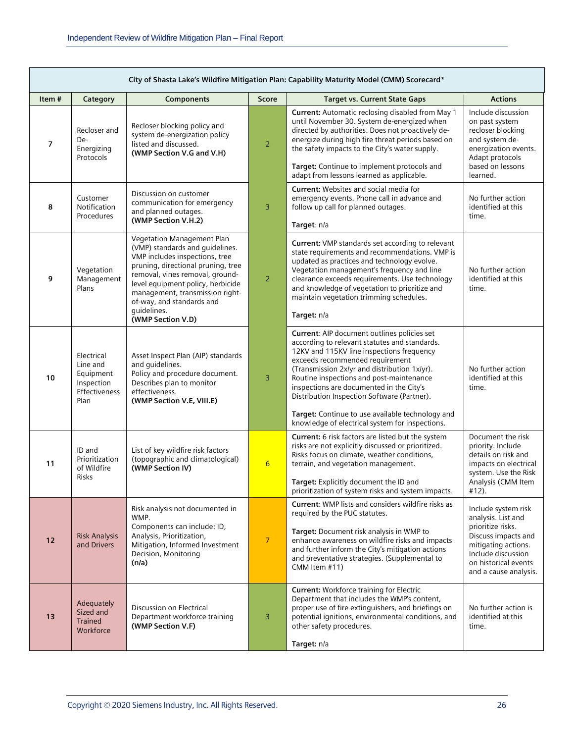| City of Shasta Lake's Wildfire Mitigation Plan: Capability Maturity Model (CMM) Scorecard* | | | | | |
|---|---|---|---|---|---|
| **Item #** | **Category** | **Components** | **Score** | **Target vs. Current State Gaps** | **Actions** |
| 7 | Recloser and De-Energizing Protocols | Recloser blocking policy and system de-energization policy listed and discussed. **(WMP Section V.G and V.H)** | 2 | **Current:** Automatic reclosing disabled from May 1 until November 30. System de-energized when directed by authorities. Does not proactively de-energize during high fire threat periods based on the safety impacts to the City's water supply.<br><br>**Target:** Continue to implement protocols and adapt from lessons learned as applicable. | Include discussion on past system recloser blocking and system de-energization events. Adapt protocols based on lessons learned. |
| 8 | Customer Notification Procedures | Discussion on customer communication for emergency and planned outages. **(WMP Section V.H.2)** | 3 | **Current:** Websites and social media for emergency events. Phone call in advance and follow up call for planned outages.<br><br>**Target**: n/a | No further action identified at this time. |
| 9 | Vegetation Management Plans | Vegetation Management Plan (VMP) standards and guidelines. VMP includes inspections, tree pruning, directional pruning, tree removal, vines removal, ground-level equipment policy, herbicide management, transmission right-of-way, and standards and guidelines. **(WMP Section V.D)** | 2 | **Current:** VMP standards set according to relevant state requirements and recommendations. VMP is updated as practices and technology evolve. Vegetation management's frequency and line clearance exceeds requirements. Use technology and knowledge of vegetation to prioritize and maintain vegetation trimming schedules.<br><br>**Target:** n/a | No further action identified at this time. |
| 10 | Electrical Line and Equipment Inspection Effectiveness Plan | Asset Inspect Plan (AIP) standards and guidelines. Policy and procedure document. Describes plan to monitor effectiveness. **(WMP Section V.E, VIII.E)** | 3 | **Current**: AIP document outlines policies set according to relevant statutes and standards. 12KV and 115KV line inspections frequency exceeds recommended requirement (Transmission 2x/yr and distribution 1x/yr). Routine inspections and post-maintenance inspections are documented in the City's Distribution Inspection Software (Partner).<br><br>**Target:** Continue to use available technology and knowledge of electrical system for inspections. | No further action identified at this time. |
| 11 | ID and Prioritization of Wildfire Risks | List of key wildfire risk factors (topographic and climatological) **(WMP Section IV)** | 6 | **Current:** 6 risk factors are listed but the system risks are not explicitly discussed or prioritized. Risks focus on climate, weather conditions, terrain, and vegetation management.<br><br>**Target:** Explicitly document the ID and prioritization of system risks and system impacts. | Document the risk priority. Include details on risk and impacts on electrical system. Use the Risk Analysis (CMM Item #12). |
| 12 | Risk Analysis and Drivers | Risk analysis not documented in WMP. Components can include: ID, Analysis, Prioritization, Mitigation, Informed Investment Decision, Monitoring **(n/a)** | 7 | **Current**: WMP lists and considers wildfire risks as required by the PUC statutes.<br><br>**Target:** Document risk analysis in WMP to enhance awareness on wildfire risks and impacts and further inform the City's mitigation actions and preventative strategies. (Supplemental to CMM Item #11) | Include system risk analysis. List and prioritize risks. Discuss impacts and mitigating actions. Include discussion on historical events and a cause analysis. |
| 13 | Adequately Sized and Trained Workforce | Discussion on Electrical Department workforce training **(WMP Section V.F)** | 3 | **Current:** Workforce training for Electric Department that includes the WMP's content, proper use of fire extinguishers, and briefings on potential ignitions, environmental conditions, and other safety procedures.<br><br>**Target:** n/a | No further action is identified at this time. |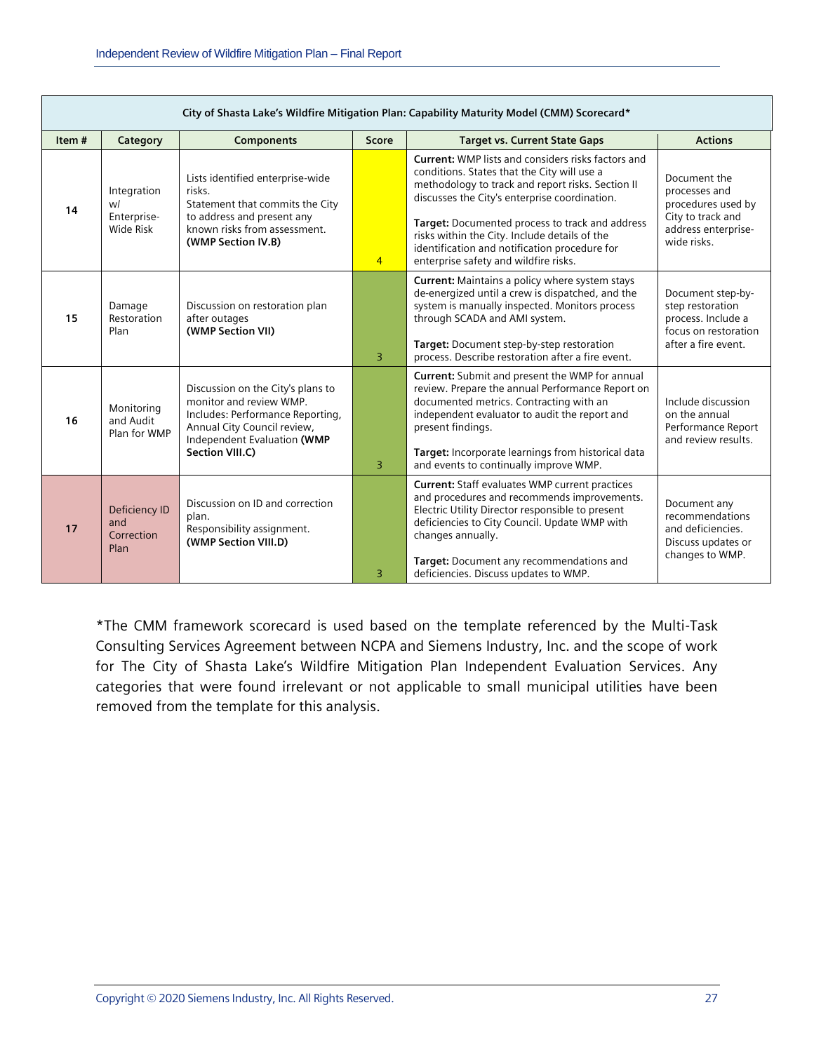| City of Shasta Lake's Wildfire Mitigation Plan: Capability Maturity Model (CMM) Scorecard* | | | | | |
|---|---|---|---|---|---|
| **Item #** | **Category** | **Components** | **Score** | **Target vs. Current State Gaps** | **Actions** |
| **14** | Integration w/ Enterprise-Wide Risk | Lists identified enterprise-wide risks.<br>Statement that commits the City to address and present any known risks from assessment.<br>**(WMP Section IV.B)** | 4 | **Current:** WMP lists and considers risks factors and conditions. States that the City will use a methodology to track and report risks. Section II discusses the City's enterprise coordination.<br><br>**Target:** Documented process to track and address risks within the City. Include details of the identification and notification procedure for enterprise safety and wildfire risks. | Document the processes and procedures used by City to track and address enterprise-wide risks. |
| **15** | Damage Restoration Plan | Discussion on restoration plan after outages<br>**(WMP Section VII)** | 3 | **Current:** Maintains a policy where system stays de-energized until a crew is dispatched, and the system is manually inspected. Monitors process through SCADA and AMI system.<br><br>**Target:** Document step-by-step restoration process. Describe restoration after a fire event. | Document step-by-step restoration process. Include a focus on restoration after a fire event. |
| **16** | Monitoring and Audit Plan for WMP | Discussion on the City's plans to monitor and review WMP.<br>Includes: Performance Reporting, Annual City Council review, Independent Evaluation **(WMP Section VIII.C)** | 3 | **Current:** Submit and present the WMP for annual review. Prepare the annual Performance Report on documented metrics. Contracting with an independent evaluator to audit the report and present findings.<br><br>**Target:** Incorporate learnings from historical data and events to continually improve WMP. | Include discussion on the annual Performance Report and review results. |
| **17** | Deficiency ID and Correction Plan | Discussion on ID and correction plan.<br>Responsibility assignment.<br>**(WMP Section VIII.D)** | 3 | **Current:** Staff evaluates WMP current practices and procedures and recommends improvements. Electric Utility Director responsible to present deficiencies to City Council. Update WMP with changes annually.<br><br>**Target:** Document any recommendations and deficiencies. Discuss updates to WMP. | Document any recommendations and deficiencies. Discuss updates or changes to WMP. |

*The CMM framework scorecard is used based on the template referenced by the Multi-Task Consulting Services Agreement between NCPA and Siemens Industry, Inc. and the scope of work for The City of Shasta Lake's Wildfire Mitigation Plan Independent Evaluation Services. Any categories that were found irrelevant or not applicable to small municipal utilities have been removed from the template for this analysis.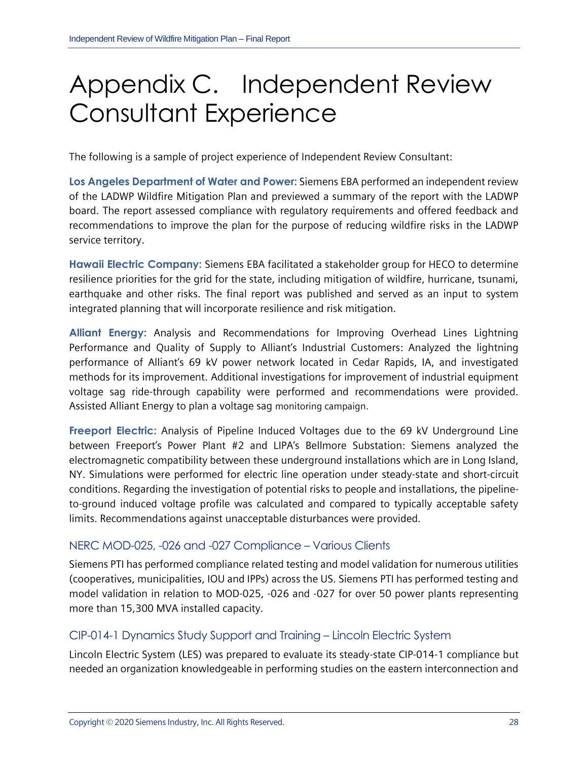# Appendix C. Independent Review Consultant Experience

The following is a sample of project experience of Independent Review Consultant:

**Los Angeles Department of Water and Power:** Siemens EBA performed an independent review of the LADWP Wildfire Mitigation Plan and previewed a summary of the report with the LADWP board. The report assessed compliance with regulatory requirements and offered feedback and recommendations to improve the plan for the purpose of reducing wildfire risks in the LADWP service territory.

**Hawaii Electric Company:** Siemens EBA facilitated a stakeholder group for HECO to determine resilience priorities for the grid for the state, including mitigation of wildfire, hurricane, tsunami, earthquake and other risks. The final report was published and served as an input to system integrated planning that will incorporate resilience and risk mitigation.

**Alliant Energy:** Analysis and Recommendations for Improving Overhead Lines Lightning Performance and Quality of Supply to Alliant's Industrial Customers: Analyzed the lightning performance of Alliant's 69 kV power network located in Cedar Rapids, IA, and investigated methods for its improvement. Additional investigations for improvement of industrial equipment voltage sag ride-through capability were performed and recommendations were provided. Assisted Alliant Energy to plan a voltage sag monitoring campaign.

**Freeport Electric:** Analysis of Pipeline Induced Voltages due to the 69 kV Underground Line between Freeport's Power Plant #2 and LIPA's Bellmore Substation: Siemens analyzed the electromagnetic compatibility between these underground installations which are in Long Island, NY. Simulations were performed for electric line operation under steady-state and short-circuit conditions. Regarding the investigation of potential risks to people and installations, the pipeline-to-ground induced voltage profile was calculated and compared to typically acceptable safety limits. Recommendations against unacceptable disturbances were provided.

## NERC MOD-025, -026 and -027 Compliance – Various Clients

Siemens PTI has performed compliance related testing and model validation for numerous utilities (cooperatives, municipalities, IOU and IPPs) across the US. Siemens PTI has performed testing and model validation in relation to MOD-025, -026 and -027 for over 50 power plants representing more than 15,300 MVA installed capacity.

## CIP-014-1 Dynamics Study Support and Training – Lincoln Electric System

Lincoln Electric System (LES) was prepared to evaluate its steady-state CIP-014-1 compliance but needed an organization knowledgeable in performing studies on the eastern interconnection and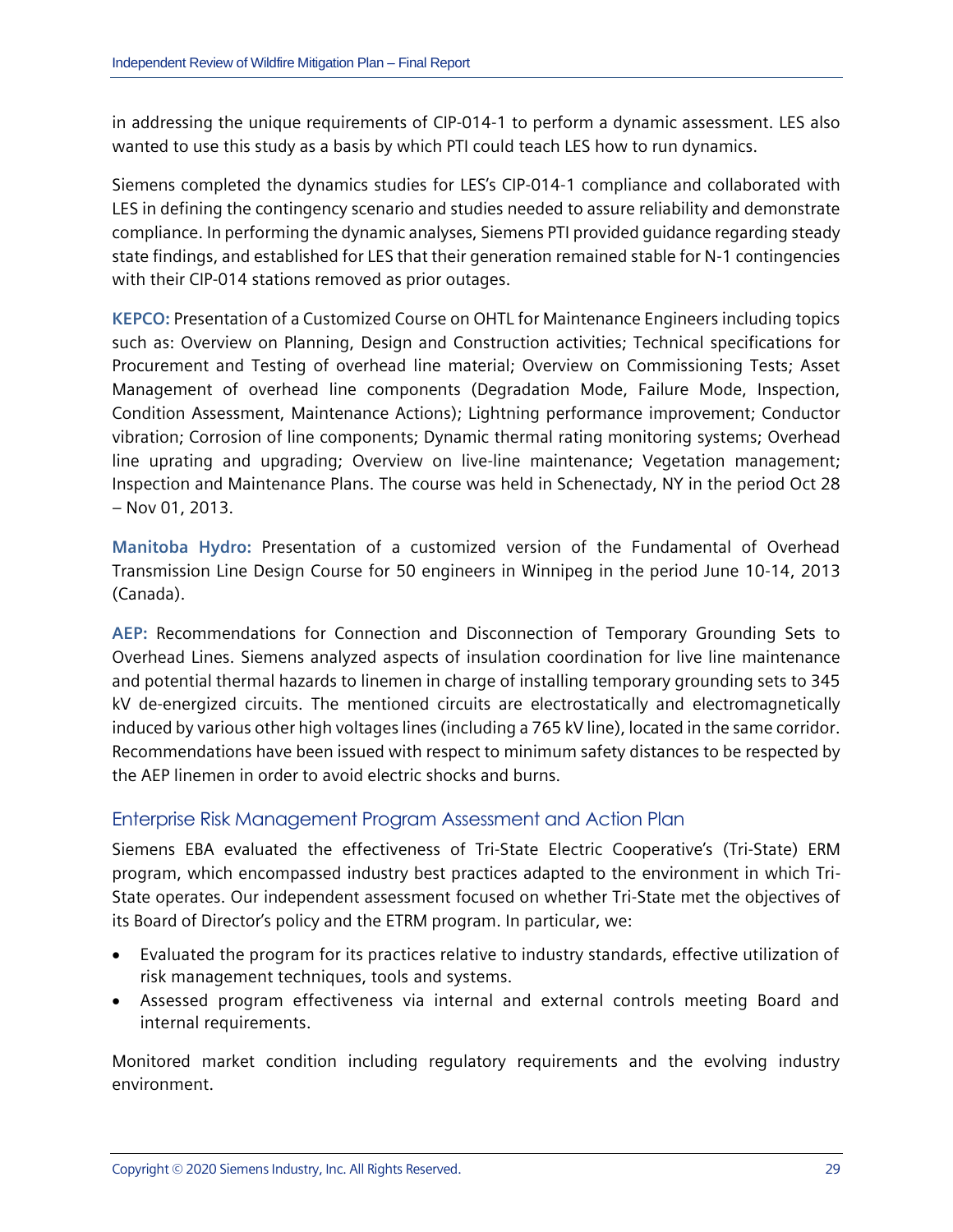in addressing the unique requirements of CIP-014-1 to perform a dynamic assessment. LES also wanted to use this study as a basis by which PTI could teach LES how to run dynamics.

Siemens completed the dynamics studies for LES's CIP-014-1 compliance and collaborated with LES in defining the contingency scenario and studies needed to assure reliability and demonstrate compliance. In performing the dynamic analyses, Siemens PTI provided guidance regarding steady state findings, and established for LES that their generation remained stable for N-1 contingencies with their CIP-014 stations removed as prior outages.

**KEPCO:** Presentation of a Customized Course on OHTL for Maintenance Engineers including topics such as: Overview on Planning, Design and Construction activities; Technical specifications for Procurement and Testing of overhead line material; Overview on Commissioning Tests; Asset Management of overhead line components (Degradation Mode, Failure Mode, Inspection, Condition Assessment, Maintenance Actions); Lightning performance improvement; Conductor vibration; Corrosion of line components; Dynamic thermal rating monitoring systems; Overhead line uprating and upgrading; Overview on live-line maintenance; Vegetation management; Inspection and Maintenance Plans. The course was held in Schenectady, NY in the period Oct 28 – Nov 01, 2013.

**Manitoba Hydro:** Presentation of a customized version of the Fundamental of Overhead Transmission Line Design Course for 50 engineers in Winnipeg in the period June 10-14, 2013 (Canada).

**AEP:** Recommendations for Connection and Disconnection of Temporary Grounding Sets to Overhead Lines. Siemens analyzed aspects of insulation coordination for live line maintenance and potential thermal hazards to linemen in charge of installing temporary grounding sets to 345 kV de-energized circuits. The mentioned circuits are electrostatically and electromagnetically induced by various other high voltages lines (including a 765 kV line), located in the same corridor. Recommendations have been issued with respect to minimum safety distances to be respected by the AEP linemen in order to avoid electric shocks and burns.

## Enterprise Risk Management Program Assessment and Action Plan

Siemens EBA evaluated the effectiveness of Tri-State Electric Cooperative's (Tri-State) ERM program, which encompassed industry best practices adapted to the environment in which Tri-State operates. Our independent assessment focused on whether Tri-State met the objectives of its Board of Director's policy and the ETRM program. In particular, we:

- Evaluated the program for its practices relative to industry standards, effective utilization of risk management techniques, tools and systems.
- Assessed program effectiveness via internal and external controls meeting Board and internal requirements.

Monitored market condition including regulatory requirements and the evolving industry environment.